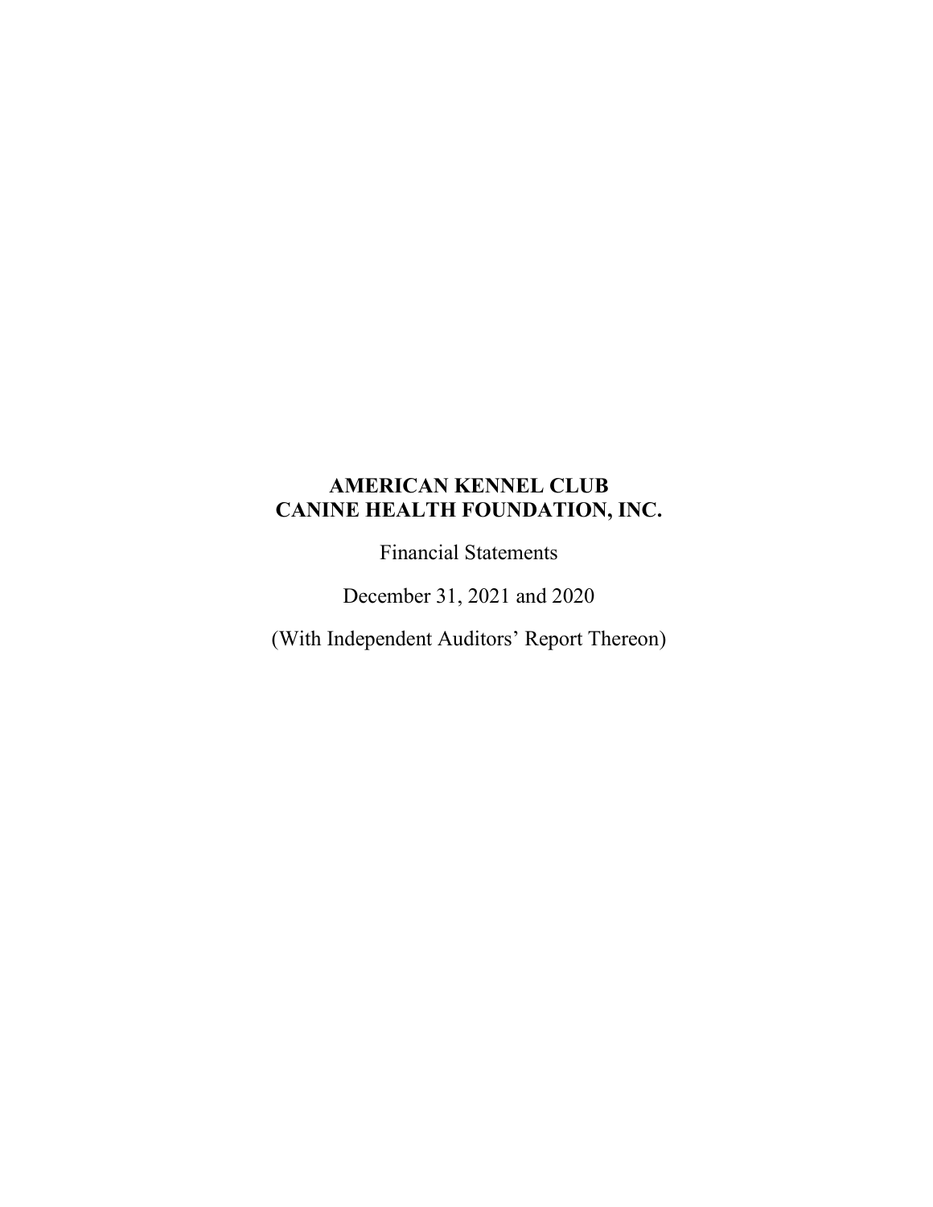# AMERICAN KENNEL CLUB
# CANINE HEALTH FOUNDATION, INC.

Financial Statements

December 31, 2021 and 2020

(With Independent Auditors' Report Thereon)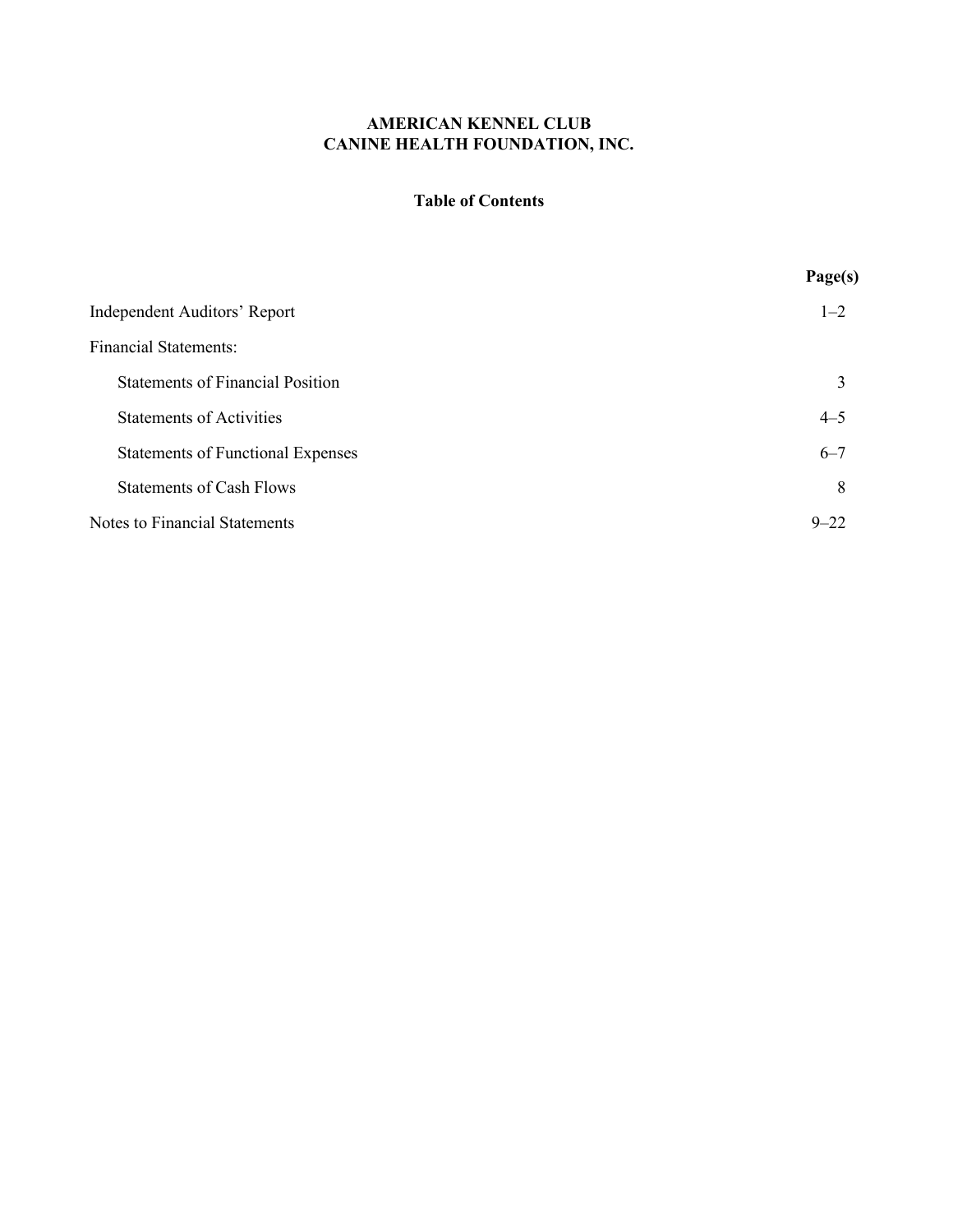**AMERICAN KENNEL CLUB**
**CANINE HEALTH FOUNDATION, INC.**

**Table of Contents**

| | **Page(s)** |
|---|---|
| Independent Auditors' Report | 1–2 |
| Financial Statements: | |
| Statements of Financial Position | 3 |
| Statements of Activities | 4–5 |
| Statements of Functional Expenses | 6–7 |
| Statements of Cash Flows | 8 |
| Notes to Financial Statements | 9–22 |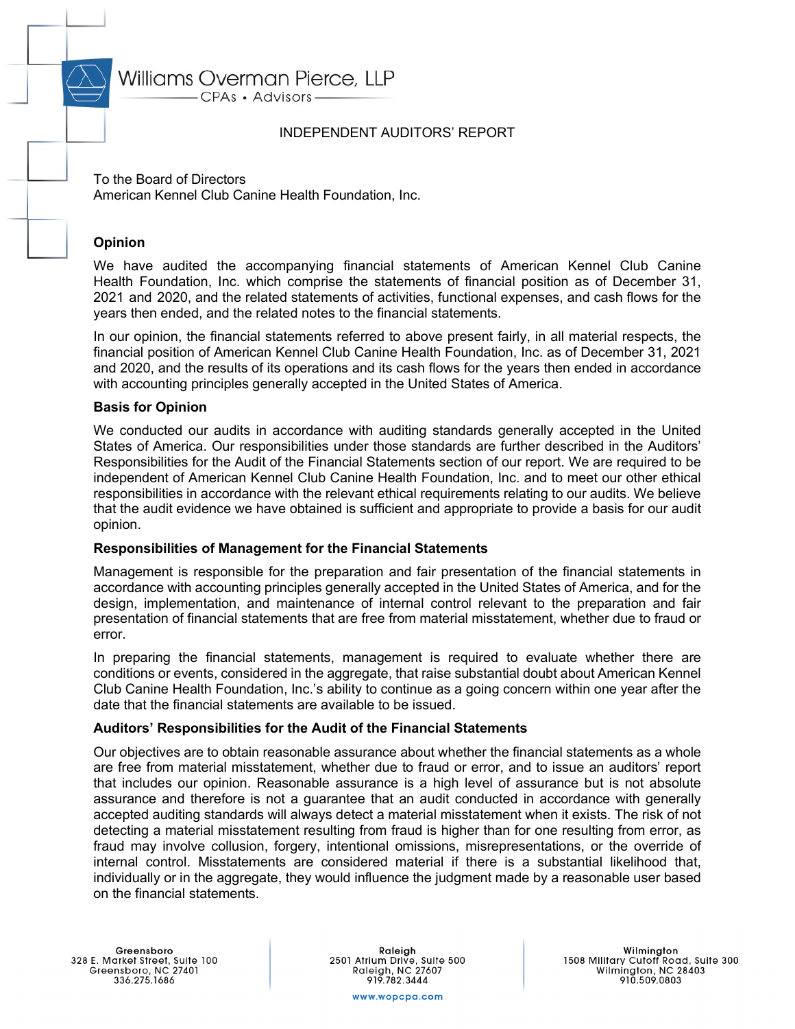Williams Overman Pierce, LLP
CPAs • Advisors

# INDEPENDENT AUDITORS' REPORT

To the Board of Directors
American Kennel Club Canine Health Foundation, Inc.

## Opinion

We have audited the accompanying financial statements of American Kennel Club Canine Health Foundation, Inc. which comprise the statements of financial position as of December 31, 2021 and 2020, and the related statements of activities, functional expenses, and cash flows for the years then ended, and the related notes to the financial statements.

In our opinion, the financial statements referred to above present fairly, in all material respects, the financial position of American Kennel Club Canine Health Foundation, Inc. as of December 31, 2021 and 2020, and the results of its operations and its cash flows for the years then ended in accordance with accounting principles generally accepted in the United States of America.

## Basis for Opinion

We conducted our audits in accordance with auditing standards generally accepted in the United States of America. Our responsibilities under those standards are further described in the Auditors' Responsibilities for the Audit of the Financial Statements section of our report. We are required to be independent of American Kennel Club Canine Health Foundation, Inc. and to meet our other ethical responsibilities in accordance with the relevant ethical requirements relating to our audits. We believe that the audit evidence we have obtained is sufficient and appropriate to provide a basis for our audit opinion.

## Responsibilities of Management for the Financial Statements

Management is responsible for the preparation and fair presentation of the financial statements in accordance with accounting principles generally accepted in the United States of America, and for the design, implementation, and maintenance of internal control relevant to the preparation and fair presentation of financial statements that are free from material misstatement, whether due to fraud or error.

In preparing the financial statements, management is required to evaluate whether there are conditions or events, considered in the aggregate, that raise substantial doubt about American Kennel Club Canine Health Foundation, Inc.'s ability to continue as a going concern within one year after the date that the financial statements are available to be issued.

## Auditors' Responsibilities for the Audit of the Financial Statements

Our objectives are to obtain reasonable assurance about whether the financial statements as a whole are free from material misstatement, whether due to fraud or error, and to issue an auditors' report that includes our opinion. Reasonable assurance is a high level of assurance but is not absolute assurance and therefore is not a guarantee that an audit conducted in accordance with generally accepted auditing standards will always detect a material misstatement when it exists. The risk of not detecting a material misstatement resulting from fraud is higher than for one resulting from error, as fraud may involve collusion, forgery, intentional omissions, misrepresentations, or the override of internal control. Misstatements are considered material if there is a substantial likelihood that, individually or in the aggregate, they would influence the judgment made by a reasonable user based on the financial statements.

Greensboro
328 E. Market Street, Suite 100
Greensboro, NC 27401
336.275.1686

Raleigh
2501 Atrium Drive, Suite 500
Raleigh, NC 27607
919.782.3444

Wilmington
1508 Military Cutoff Road, Suite 300
Wilmington, NC 28403
910.509.0803

www.wopcpa.com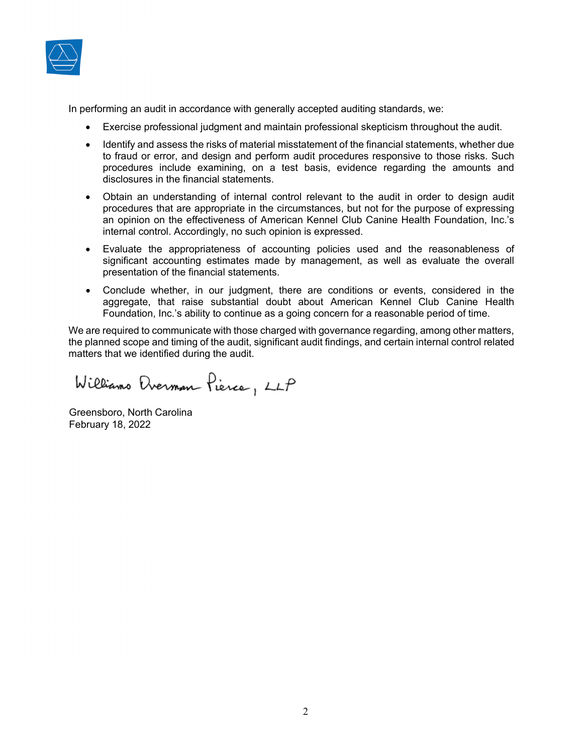In performing an audit in accordance with generally accepted auditing standards, we:

- Exercise professional judgment and maintain professional skepticism throughout the audit.
- Identify and assess the risks of material misstatement of the financial statements, whether due to fraud or error, and design and perform audit procedures responsive to those risks. Such procedures include examining, on a test basis, evidence regarding the amounts and disclosures in the financial statements.
- Obtain an understanding of internal control relevant to the audit in order to design audit procedures that are appropriate in the circumstances, but not for the purpose of expressing an opinion on the effectiveness of American Kennel Club Canine Health Foundation, Inc.'s internal control. Accordingly, no such opinion is expressed.
- Evaluate the appropriateness of accounting policies used and the reasonableness of significant accounting estimates made by management, as well as evaluate the overall presentation of the financial statements.
- Conclude whether, in our judgment, there are conditions or events, considered in the aggregate, that raise substantial doubt about American Kennel Club Canine Health Foundation, Inc.'s ability to continue as a going concern for a reasonable period of time.

We are required to communicate with those charged with governance regarding, among other matters, the planned scope and timing of the audit, significant audit findings, and certain internal control related matters that we identified during the audit.

Williams Overman Pierce, LLP

Greensboro, North Carolina
February 18, 2022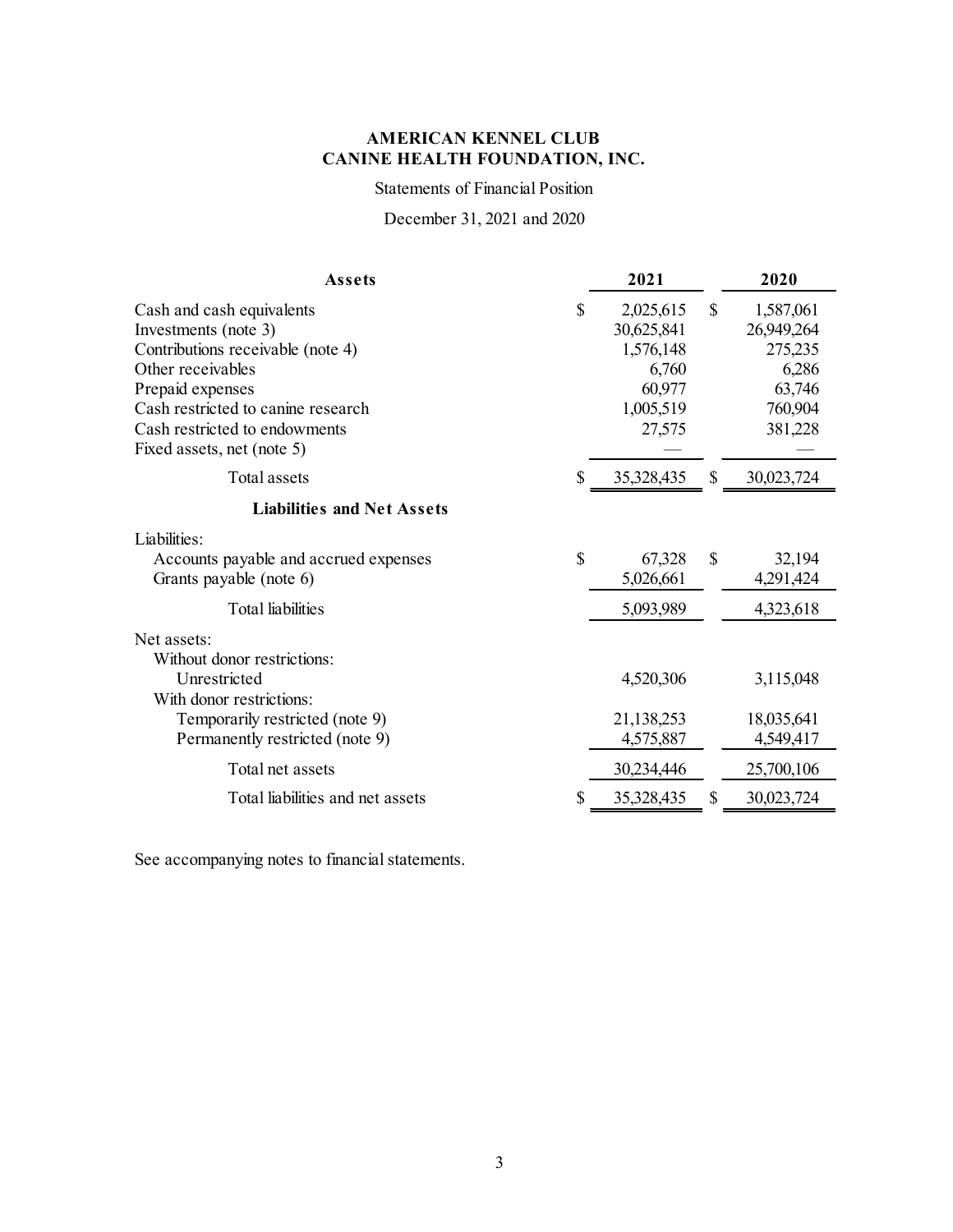# AMERICAN KENNEL CLUB
# CANINE HEALTH FOUNDATION, INC.

Statements of Financial Position

December 31, 2021 and 2020

| **Assets** | | **2021** | | **2020** |
|---|---|---|---|---|
| Cash and cash equivalents | $ | 2,025,615 | $ | 1,587,061 |
| Investments (note 3) | | 30,625,841 | | 26,949,264 |
| Contributions receivable (note 4) | | 1,576,148 | | 275,235 |
| Other receivables | | 6,760 | | 6,286 |
| Prepaid expenses | | 60,977 | | 63,746 |
| Cash restricted to canine research | | 1,005,519 | | 760,904 |
| Cash restricted to endowments | | 27,575 | | 381,228 |
| Fixed assets, net (note 5) | | — | | — |
| Total assets | $ | 35,328,435 | $ | 30,023,724 |
| **Liabilities and Net Assets** | | | | |
| Liabilities: | | | | |
| Accounts payable and accrued expenses | $ | 67,328 | $ | 32,194 |
| Grants payable (note 6) | | 5,026,661 | | 4,291,424 |
| Total liabilities | | 5,093,989 | | 4,323,618 |
| Net assets: | | | | |
| Without donor restrictions: | | | | |
| Unrestricted | | 4,520,306 | | 3,115,048 |
| With donor restrictions: | | | | |
| Temporarily restricted (note 9) | | 21,138,253 | | 18,035,641 |
| Permanently restricted (note 9) | | 4,575,887 | | 4,549,417 |
| Total net assets | | 30,234,446 | | 25,700,106 |
| Total liabilities and net assets | $ | 35,328,435 | $ | 30,023,724 |

See accompanying notes to financial statements.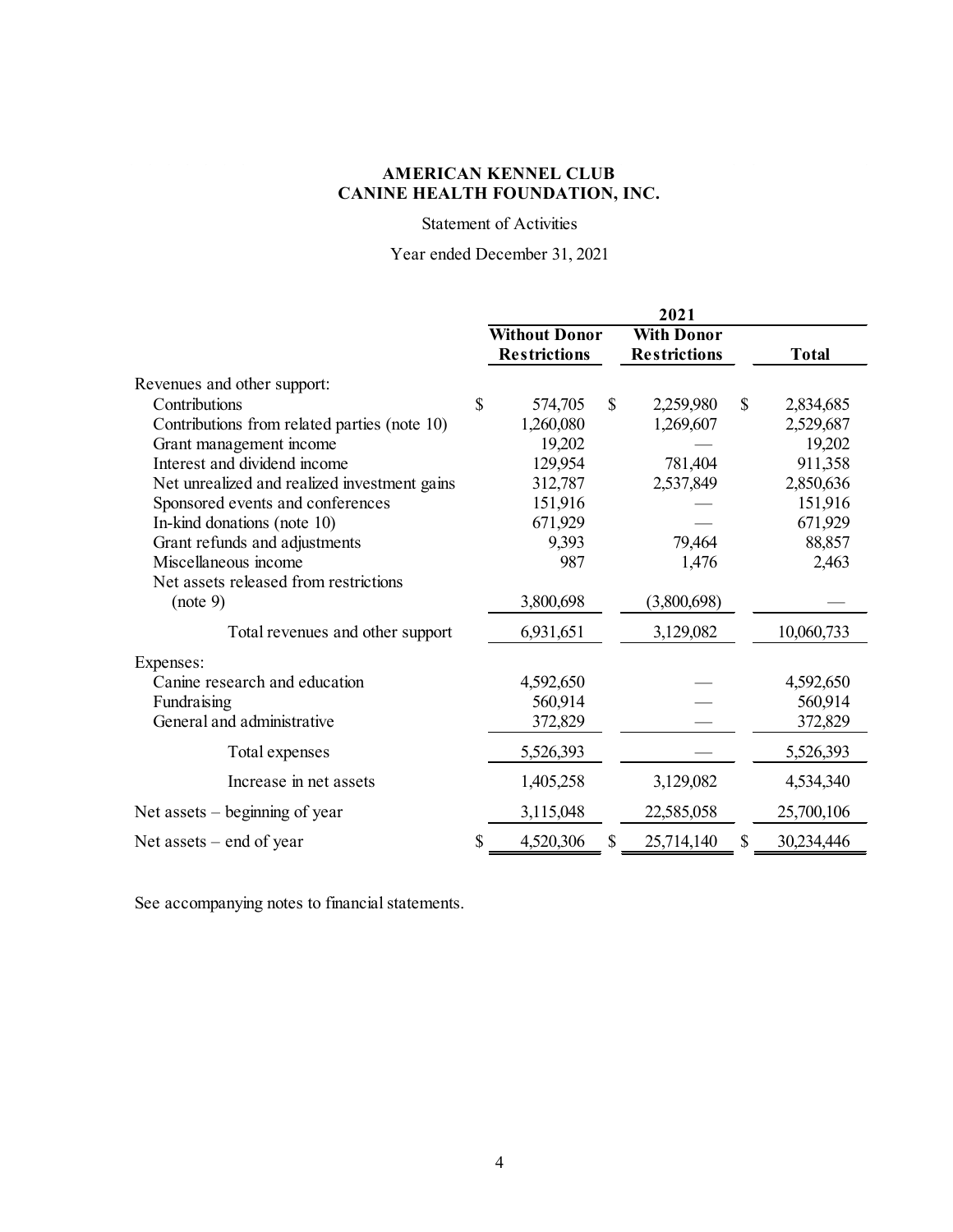**AMERICAN KENNEL CLUB**
**CANINE HEALTH FOUNDATION, INC.**

Statement of Activities

Year ended December 31, 2021

| | 2021 | | |
|---|---|---|---|
| | **Without Donor Restrictions** | **With Donor Restrictions** | **Total** |
| Revenues and other support: | | | |
| Contributions | $ 574,705 | $ 2,259,980 | $ 2,834,685 |
| Contributions from related parties (note 10) | 1,260,080 | 1,269,607 | 2,529,687 |
| Grant management income | 19,202 | — | 19,202 |
| Interest and dividend income | 129,954 | 781,404 | 911,358 |
| Net unrealized and realized investment gains | 312,787 | 2,537,849 | 2,850,636 |
| Sponsored events and conferences | 151,916 | — | 151,916 |
| In-kind donations (note 10) | 671,929 | — | 671,929 |
| Grant refunds and adjustments | 9,393 | 79,464 | 88,857 |
| Miscellaneous income | 987 | 1,476 | 2,463 |
| Net assets released from restrictions (note 9) | 3,800,698 | (3,800,698) | — |
| Total revenues and other support | 6,931,651 | 3,129,082 | 10,060,733 |
| Expenses: | | | |
| Canine research and education | 4,592,650 | — | 4,592,650 |
| Fundraising | 560,914 | — | 560,914 |
| General and administrative | 372,829 | — | 372,829 |
| Total expenses | 5,526,393 | — | 5,526,393 |
| Increase in net assets | 1,405,258 | 3,129,082 | 4,534,340 |
| Net assets – beginning of year | 3,115,048 | 22,585,058 | 25,700,106 |
| Net assets – end of year | $ 4,520,306 | $ 25,714,140 | $ 30,234,446 |

See accompanying notes to financial statements.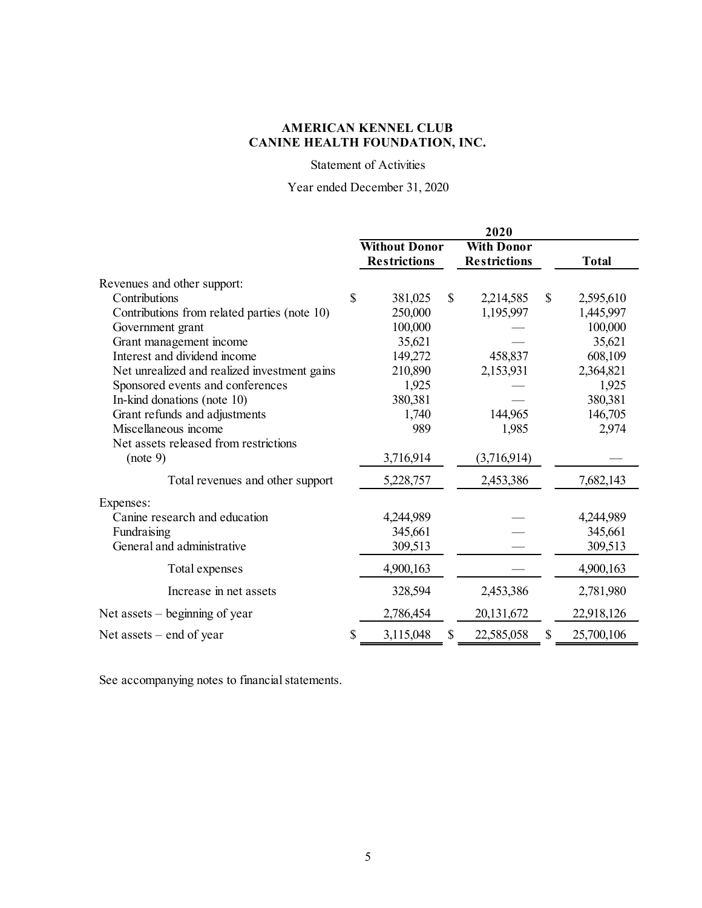**AMERICAN KENNEL CLUB**
**CANINE HEALTH FOUNDATION, INC.**

Statement of Activities

Year ended December 31, 2020

| | 2020 | | |
|---|---|---|---|
| | **Without Donor Restrictions** | **With Donor Restrictions** | **Total** |
| Revenues and other support: | | | |
| Contributions | $ 381,025 | $ 2,214,585 | $ 2,595,610 |
| Contributions from related parties (note 10) | 250,000 | 1,195,997 | 1,445,997 |
| Government grant | 100,000 | — | 100,000 |
| Grant management income | 35,621 | — | 35,621 |
| Interest and dividend income | 149,272 | 458,837 | 608,109 |
| Net unrealized and realized investment gains | 210,890 | 2,153,931 | 2,364,821 |
| Sponsored events and conferences | 1,925 | — | 1,925 |
| In-kind donations (note 10) | 380,381 | — | 380,381 |
| Grant refunds and adjustments | 1,740 | 144,965 | 146,705 |
| Miscellaneous income | 989 | 1,985 | 2,974 |
| Net assets released from restrictions (note 9) | 3,716,914 | (3,716,914) | — |
| Total revenues and other support | 5,228,757 | 2,453,386 | 7,682,143 |
| Expenses: | | | |
| Canine research and education | 4,244,989 | — | 4,244,989 |
| Fundraising | 345,661 | — | 345,661 |
| General and administrative | 309,513 | — | 309,513 |
| Total expenses | 4,900,163 | — | 4,900,163 |
| Increase in net assets | 328,594 | 2,453,386 | 2,781,980 |
| Net assets – beginning of year | 2,786,454 | 20,131,672 | 22,918,126 |
| Net assets – end of year | $ 3,115,048 | $ 22,585,058 | $ 25,700,106 |

See accompanying notes to financial statements.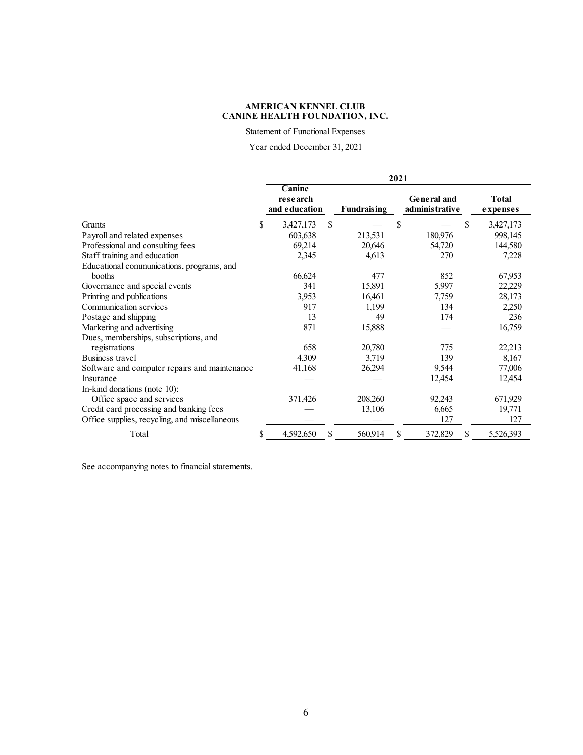**AMERICAN KENNEL CLUB**
**CANINE HEALTH FOUNDATION, INC.**

Statement of Functional Expenses

Year ended December 31, 2021

| | 2021 | | | |
|---|---|---|---|---|
| | **Canine research and education** | **Fundraising** | **General and administrative** | **Total expenses** |
| Grants | $ 3,427,173 | $ — | $ — | $ 3,427,173 |
| Payroll and related expenses | 603,638 | 213,531 | 180,976 | 998,145 |
| Professional and consulting fees | 69,214 | 20,646 | 54,720 | 144,580 |
| Staff training and education | 2,345 | 4,613 | 270 | 7,228 |
| Educational communications, programs, and booths | 66,624 | 477 | 852 | 67,953 |
| Governance and special events | 341 | 15,891 | 5,997 | 22,229 |
| Printing and publications | 3,953 | 16,461 | 7,759 | 28,173 |
| Communication services | 917 | 1,199 | 134 | 2,250 |
| Postage and shipping | 13 | 49 | 174 | 236 |
| Marketing and advertising | 871 | 15,888 | — | 16,759 |
| Dues, memberships, subscriptions, and registrations | 658 | 20,780 | 775 | 22,213 |
| Business travel | 4,309 | 3,719 | 139 | 8,167 |
| Software and computer repairs and maintenance | 41,168 | 26,294 | 9,544 | 77,006 |
| Insurance | — | — | 12,454 | 12,454 |
| In-kind donations (note 10): | | | | |
| Office space and services | 371,426 | 208,260 | 92,243 | 671,929 |
| Credit card processing and banking fees | — | 13,106 | 6,665 | 19,771 |
| Office supplies, recycling, and miscellaneous | — | — | 127 | 127 |
| Total | $ 4,592,650 | $ 560,914 | $ 372,829 | $ 5,526,393 |

See accompanying notes to financial statements.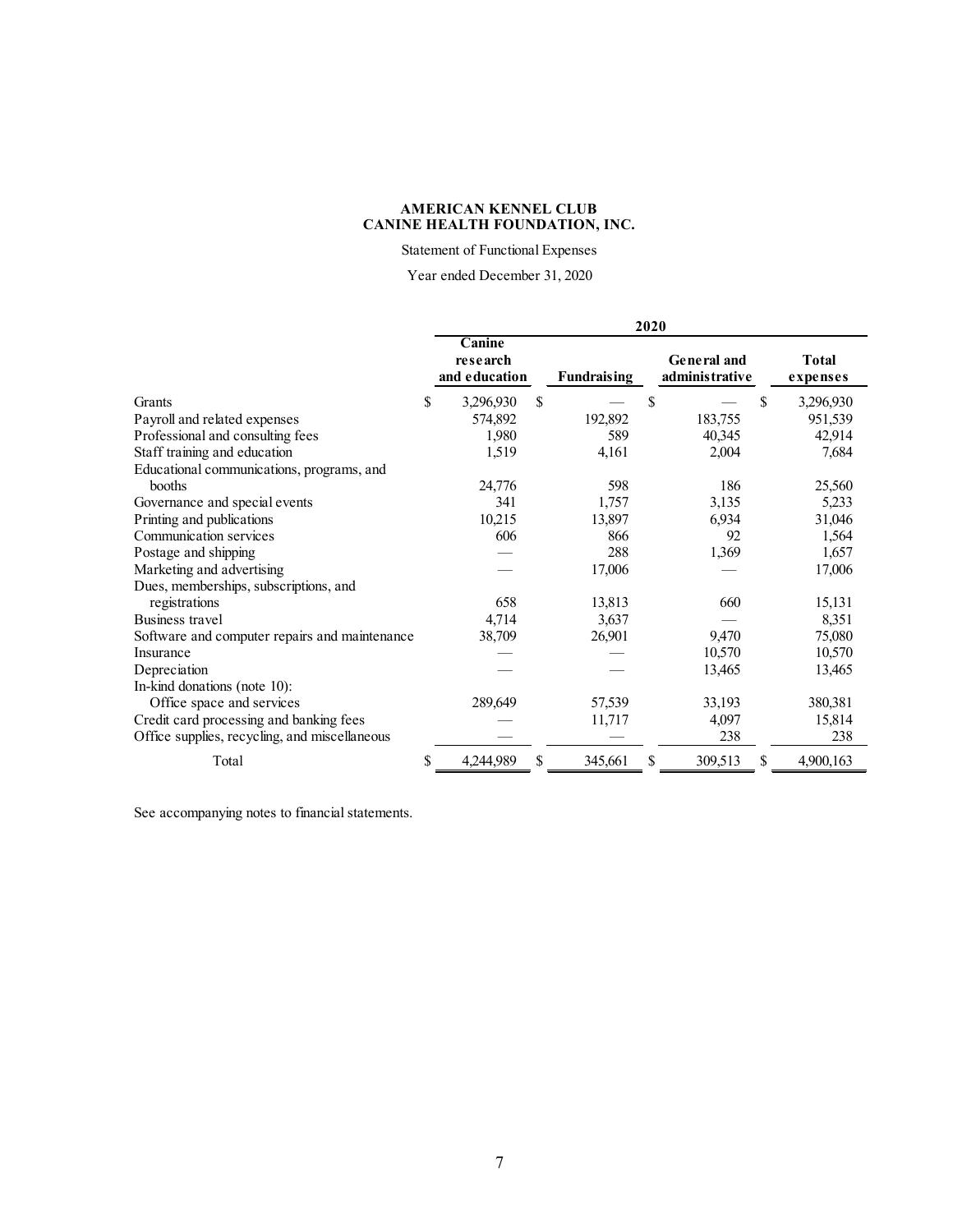**AMERICAN KENNEL CLUB**
**CANINE HEALTH FOUNDATION, INC.**

Statement of Functional Expenses

Year ended December 31, 2020

| | 2020 | | | |
|---|---|---|---|---|
| | **Canine research and education** | **Fundraising** | **General and administrative** | **Total expenses** |
| Grants | $ 3,296,930 | $ — | $ — | $ 3,296,930 |
| Payroll and related expenses | 574,892 | 192,892 | 183,755 | 951,539 |
| Professional and consulting fees | 1,980 | 589 | 40,345 | 42,914 |
| Staff training and education | 1,519 | 4,161 | 2,004 | 7,684 |
| Educational communications, programs, and booths | 24,776 | 598 | 186 | 25,560 |
| Governance and special events | 341 | 1,757 | 3,135 | 5,233 |
| Printing and publications | 10,215 | 13,897 | 6,934 | 31,046 |
| Communication services | 606 | 866 | 92 | 1,564 |
| Postage and shipping | — | 288 | 1,369 | 1,657 |
| Marketing and advertising | — | 17,006 | — | 17,006 |
| Dues, memberships, subscriptions, and registrations | 658 | 13,813 | 660 | 15,131 |
| Business travel | 4,714 | 3,637 | — | 8,351 |
| Software and computer repairs and maintenance | 38,709 | 26,901 | 9,470 | 75,080 |
| Insurance | — | — | 10,570 | 10,570 |
| Depreciation | — | — | 13,465 | 13,465 |
| In-kind donations (note 10): | | | | |
| Office space and services | 289,649 | 57,539 | 33,193 | 380,381 |
| Credit card processing and banking fees | — | 11,717 | 4,097 | 15,814 |
| Office supplies, recycling, and miscellaneous | — | — | 238 | 238 |
| Total | $ 4,244,989 | $ 345,661 | $ 309,513 | $ 4,900,163 |

See accompanying notes to financial statements.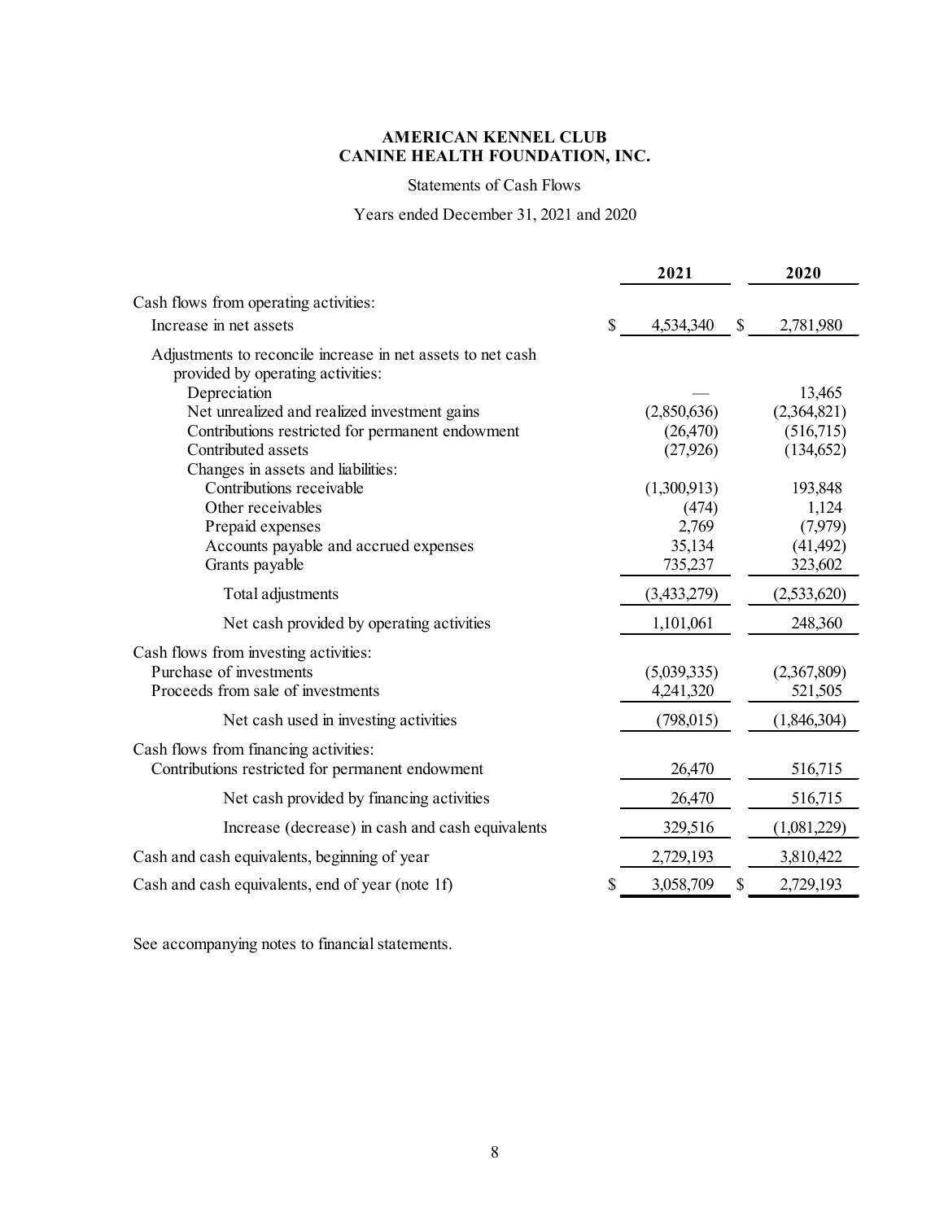**AMERICAN KENNEL CLUB**
**CANINE HEALTH FOUNDATION, INC.**

Statements of Cash Flows

Years ended December 31, 2021 and 2020

| | 2021 | 2020 |
|---|---|---|
| Cash flows from operating activities: | | |
| Increase in net assets | $ 4,534,340 | $ 2,781,980 |
| Adjustments to reconcile increase in net assets to net cash provided by operating activities: | | |
| Depreciation | — | 13,465 |
| Net unrealized and realized investment gains | (2,850,636) | (2,364,821) |
| Contributions restricted for permanent endowment | (26,470) | (516,715) |
| Contributed assets | (27,926) | (134,652) |
| Changes in assets and liabilities: | | |
| Contributions receivable | (1,300,913) | 193,848 |
| Other receivables | (474) | 1,124 |
| Prepaid expenses | 2,769 | (7,979) |
| Accounts payable and accrued expenses | 35,134 | (41,492) |
| Grants payable | 735,237 | 323,602 |
| Total adjustments | (3,433,279) | (2,533,620) |
| Net cash provided by operating activities | 1,101,061 | 248,360 |
| Cash flows from investing activities: | | |
| Purchase of investments | (5,039,335) | (2,367,809) |
| Proceeds from sale of investments | 4,241,320 | 521,505 |
| Net cash used in investing activities | (798,015) | (1,846,304) |
| Cash flows from financing activities: | | |
| Contributions restricted for permanent endowment | 26,470 | 516,715 |
| Net cash provided by financing activities | 26,470 | 516,715 |
| Increase (decrease) in cash and cash equivalents | 329,516 | (1,081,229) |
| Cash and cash equivalents, beginning of year | 2,729,193 | 3,810,422 |
| Cash and cash equivalents, end of year (note 1f) | $ 3,058,709 | $ 2,729,193 |

See accompanying notes to financial statements.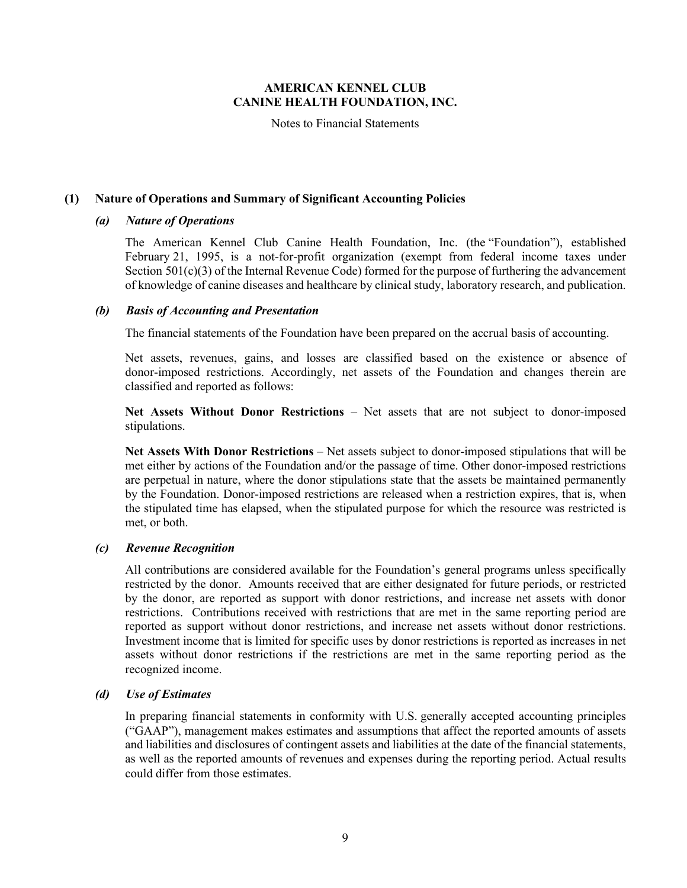**AMERICAN KENNEL CLUB**
**CANINE HEALTH FOUNDATION, INC.**

Notes to Financial Statements

## (1) Nature of Operations and Summary of Significant Accounting Policies

### *(a) Nature of Operations*

The American Kennel Club Canine Health Foundation, Inc. (the "Foundation"), established February 21, 1995, is a not-for-profit organization (exempt from federal income taxes under Section 501(c)(3) of the Internal Revenue Code) formed for the purpose of furthering the advancement of knowledge of canine diseases and healthcare by clinical study, laboratory research, and publication.

### *(b) Basis of Accounting and Presentation*

The financial statements of the Foundation have been prepared on the accrual basis of accounting.

Net assets, revenues, gains, and losses are classified based on the existence or absence of donor-imposed restrictions. Accordingly, net assets of the Foundation and changes therein are classified and reported as follows:

**Net Assets Without Donor Restrictions** – Net assets that are not subject to donor-imposed stipulations.

**Net Assets With Donor Restrictions** – Net assets subject to donor-imposed stipulations that will be met either by actions of the Foundation and/or the passage of time. Other donor-imposed restrictions are perpetual in nature, where the donor stipulations state that the assets be maintained permanently by the Foundation. Donor-imposed restrictions are released when a restriction expires, that is, when the stipulated time has elapsed, when the stipulated purpose for which the resource was restricted is met, or both.

### *(c) Revenue Recognition*

All contributions are considered available for the Foundation's general programs unless specifically restricted by the donor. Amounts received that are either designated for future periods, or restricted by the donor, are reported as support with donor restrictions, and increase net assets with donor restrictions. Contributions received with restrictions that are met in the same reporting period are reported as support without donor restrictions, and increase net assets without donor restrictions. Investment income that is limited for specific uses by donor restrictions is reported as increases in net assets without donor restrictions if the restrictions are met in the same reporting period as the recognized income.

### *(d) Use of Estimates*

In preparing financial statements in conformity with U.S. generally accepted accounting principles ("GAAP"), management makes estimates and assumptions that affect the reported amounts of assets and liabilities and disclosures of contingent assets and liabilities at the date of the financial statements, as well as the reported amounts of revenues and expenses during the reporting period. Actual results could differ from those estimates.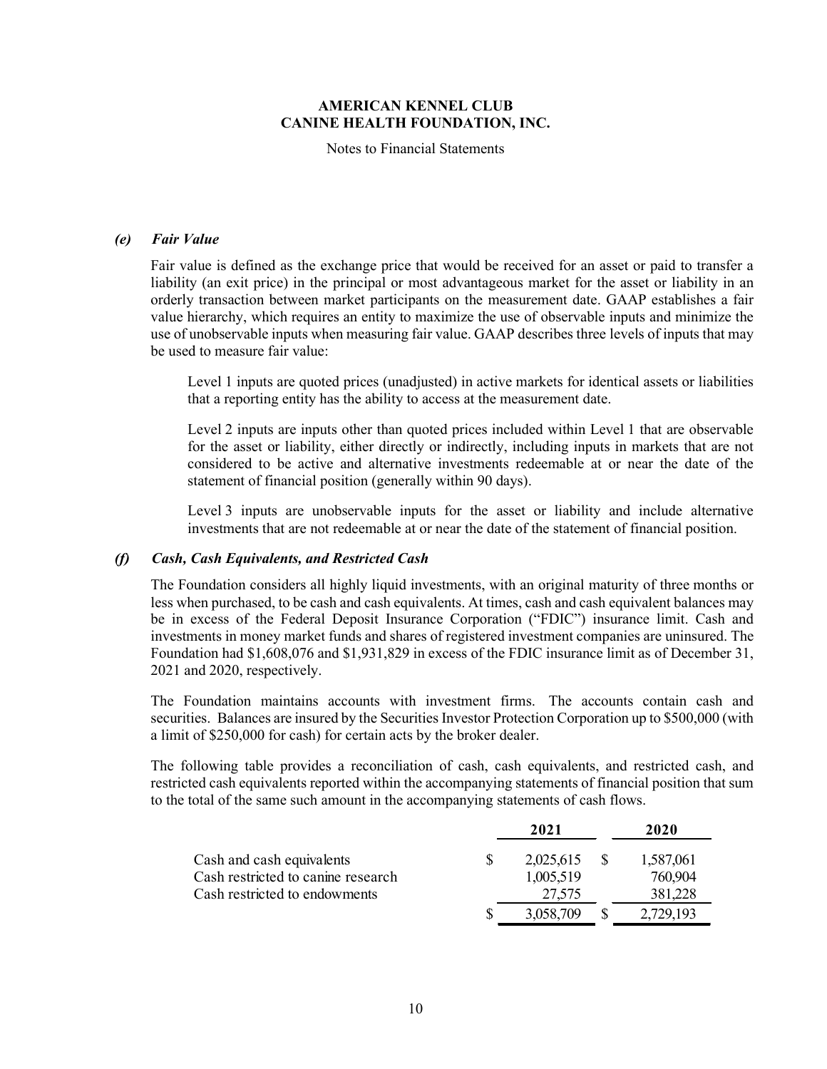### *(e) Fair Value*

Fair value is defined as the exchange price that would be received for an asset or paid to transfer a liability (an exit price) in the principal or most advantageous market for the asset or liability in an orderly transaction between market participants on the measurement date. GAAP establishes a fair value hierarchy, which requires an entity to maximize the use of observable inputs and minimize the use of unobservable inputs when measuring fair value. GAAP describes three levels of inputs that may be used to measure fair value:

Level 1 inputs are quoted prices (unadjusted) in active markets for identical assets or liabilities that a reporting entity has the ability to access at the measurement date.

Level 2 inputs are inputs other than quoted prices included within Level 1 that are observable for the asset or liability, either directly or indirectly, including inputs in markets that are not considered to be active and alternative investments redeemable at or near the date of the statement of financial position (generally within 90 days).

Level 3 inputs are unobservable inputs for the asset or liability and include alternative investments that are not redeemable at or near the date of the statement of financial position.

### *(f) Cash, Cash Equivalents, and Restricted Cash*

The Foundation considers all highly liquid investments, with an original maturity of three months or less when purchased, to be cash and cash equivalents. At times, cash and cash equivalent balances may be in excess of the Federal Deposit Insurance Corporation ("FDIC") insurance limit. Cash and investments in money market funds and shares of registered investment companies are uninsured. The Foundation had $1,608,076 and $1,931,829 in excess of the FDIC insurance limit as of December 31, 2021 and 2020, respectively.

The Foundation maintains accounts with investment firms. The accounts contain cash and securities. Balances are insured by the Securities Investor Protection Corporation up to $500,000 (with a limit of $250,000 for cash) for certain acts by the broker dealer.

The following table provides a reconciliation of cash, cash equivalents, and restricted cash, and restricted cash equivalents reported within the accompanying statements of financial position that sum to the total of the same such amount in the accompanying statements of cash flows.

| | 2021 | 2020 |
|---|---|---|
| Cash and cash equivalents | $ 2,025,615 | $ 1,587,061 |
| Cash restricted to canine research | 1,005,519 | 760,904 |
| Cash restricted to endowments | 27,575 | 381,228 |
| | $ 3,058,709 | $ 2,729,193 |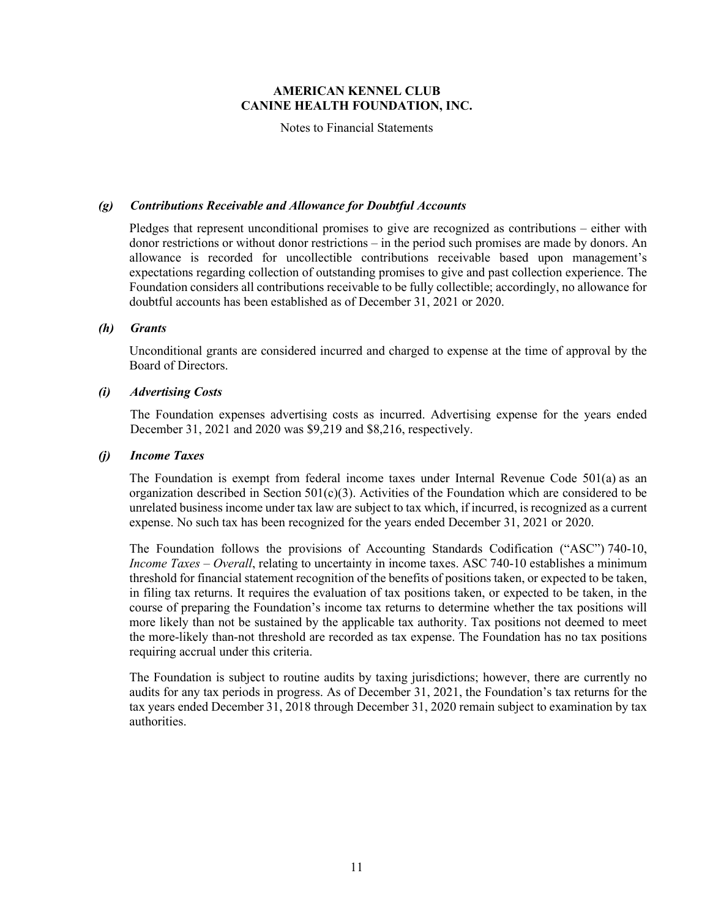### *(g) Contributions Receivable and Allowance for Doubtful Accounts*

Pledges that represent unconditional promises to give are recognized as contributions – either with donor restrictions or without donor restrictions – in the period such promises are made by donors. An allowance is recorded for uncollectible contributions receivable based upon management's expectations regarding collection of outstanding promises to give and past collection experience. The Foundation considers all contributions receivable to be fully collectible; accordingly, no allowance for doubtful accounts has been established as of December 31, 2021 or 2020.

### *(h) Grants*

Unconditional grants are considered incurred and charged to expense at the time of approval by the Board of Directors.

### *(i) Advertising Costs*

The Foundation expenses advertising costs as incurred. Advertising expense for the years ended December 31, 2021 and 2020 was $9,219 and $8,216, respectively.

### *(j) Income Taxes*

The Foundation is exempt from federal income taxes under Internal Revenue Code 501(a) as an organization described in Section 501(c)(3). Activities of the Foundation which are considered to be unrelated business income under tax law are subject to tax which, if incurred, is recognized as a current expense. No such tax has been recognized for the years ended December 31, 2021 or 2020.

The Foundation follows the provisions of Accounting Standards Codification ("ASC") 740-10, *Income Taxes – Overall*, relating to uncertainty in income taxes. ASC 740-10 establishes a minimum threshold for financial statement recognition of the benefits of positions taken, or expected to be taken, in filing tax returns. It requires the evaluation of tax positions taken, or expected to be taken, in the course of preparing the Foundation's income tax returns to determine whether the tax positions will more likely than not be sustained by the applicable tax authority. Tax positions not deemed to meet the more-likely than-not threshold are recorded as tax expense. The Foundation has no tax positions requiring accrual under this criteria.

The Foundation is subject to routine audits by taxing jurisdictions; however, there are currently no audits for any tax periods in progress. As of December 31, 2021, the Foundation's tax returns for the tax years ended December 31, 2018 through December 31, 2020 remain subject to examination by tax authorities.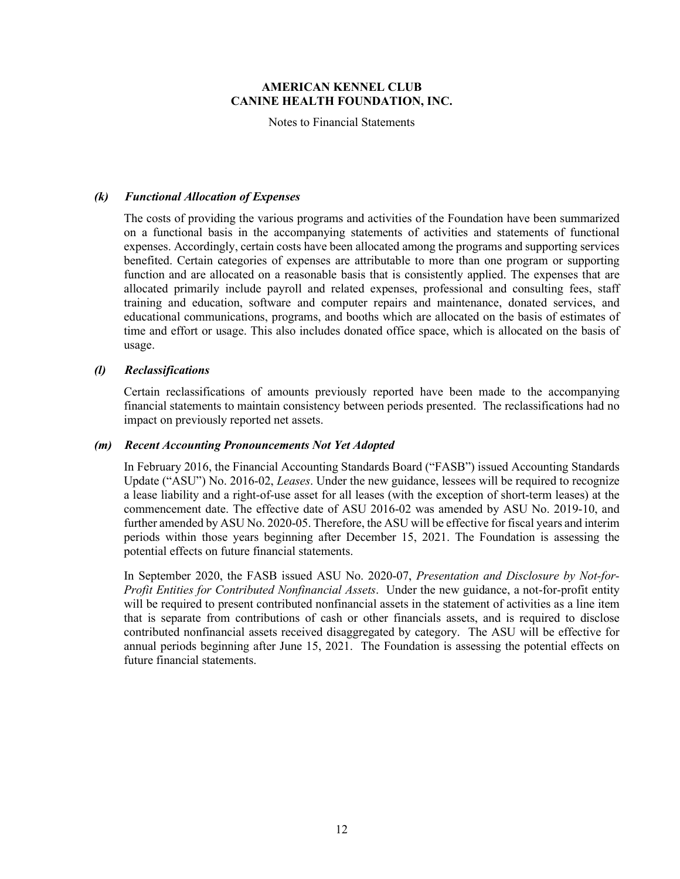### *(k) Functional Allocation of Expenses*

The costs of providing the various programs and activities of the Foundation have been summarized on a functional basis in the accompanying statements of activities and statements of functional expenses. Accordingly, certain costs have been allocated among the programs and supporting services benefited. Certain categories of expenses are attributable to more than one program or supporting function and are allocated on a reasonable basis that is consistently applied. The expenses that are allocated primarily include payroll and related expenses, professional and consulting fees, staff training and education, software and computer repairs and maintenance, donated services, and educational communications, programs, and booths which are allocated on the basis of estimates of time and effort or usage. This also includes donated office space, which is allocated on the basis of usage.

### *(l) Reclassifications*

Certain reclassifications of amounts previously reported have been made to the accompanying financial statements to maintain consistency between periods presented. The reclassifications had no impact on previously reported net assets.

### *(m) Recent Accounting Pronouncements Not Yet Adopted*

In February 2016, the Financial Accounting Standards Board ("FASB") issued Accounting Standards Update ("ASU") No. 2016-02, *Leases*. Under the new guidance, lessees will be required to recognize a lease liability and a right-of-use asset for all leases (with the exception of short-term leases) at the commencement date. The effective date of ASU 2016-02 was amended by ASU No. 2019-10, and further amended by ASU No. 2020-05. Therefore, the ASU will be effective for fiscal years and interim periods within those years beginning after December 15, 2021. The Foundation is assessing the potential effects on future financial statements.

In September 2020, the FASB issued ASU No. 2020-07, *Presentation and Disclosure by Not-for-Profit Entities for Contributed Nonfinancial Assets*. Under the new guidance, a not-for-profit entity will be required to present contributed nonfinancial assets in the statement of activities as a line item that is separate from contributions of cash or other financials assets, and is required to disclose contributed nonfinancial assets received disaggregated by category. The ASU will be effective for annual periods beginning after June 15, 2021. The Foundation is assessing the potential effects on future financial statements.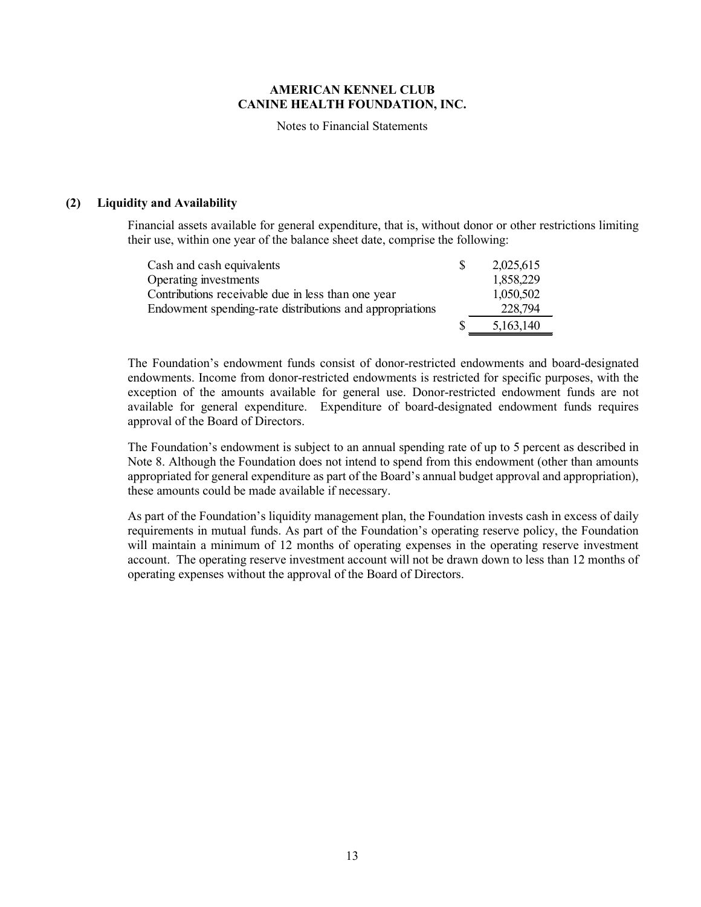**AMERICAN KENNEL CLUB**
**CANINE HEALTH FOUNDATION, INC.**

Notes to Financial Statements

## (2) Liquidity and Availability

Financial assets available for general expenditure, that is, without donor or other restrictions limiting their use, within one year of the balance sheet date, comprise the following:

| | |
|---|---|
| Cash and cash equivalents | $ 2,025,615 |
| Operating investments | 1,858,229 |
| Contributions receivable due in less than one year | 1,050,502 |
| Endowment spending-rate distributions and appropriations | 228,794 |
| | $ 5,163,140 |

The Foundation's endowment funds consist of donor-restricted endowments and board-designated endowments. Income from donor-restricted endowments is restricted for specific purposes, with the exception of the amounts available for general use. Donor-restricted endowment funds are not available for general expenditure. Expenditure of board-designated endowment funds requires approval of the Board of Directors.

The Foundation's endowment is subject to an annual spending rate of up to 5 percent as described in Note 8. Although the Foundation does not intend to spend from this endowment (other than amounts appropriated for general expenditure as part of the Board's annual budget approval and appropriation), these amounts could be made available if necessary.

As part of the Foundation's liquidity management plan, the Foundation invests cash in excess of daily requirements in mutual funds. As part of the Foundation's operating reserve policy, the Foundation will maintain a minimum of 12 months of operating expenses in the operating reserve investment account. The operating reserve investment account will not be drawn down to less than 12 months of operating expenses without the approval of the Board of Directors.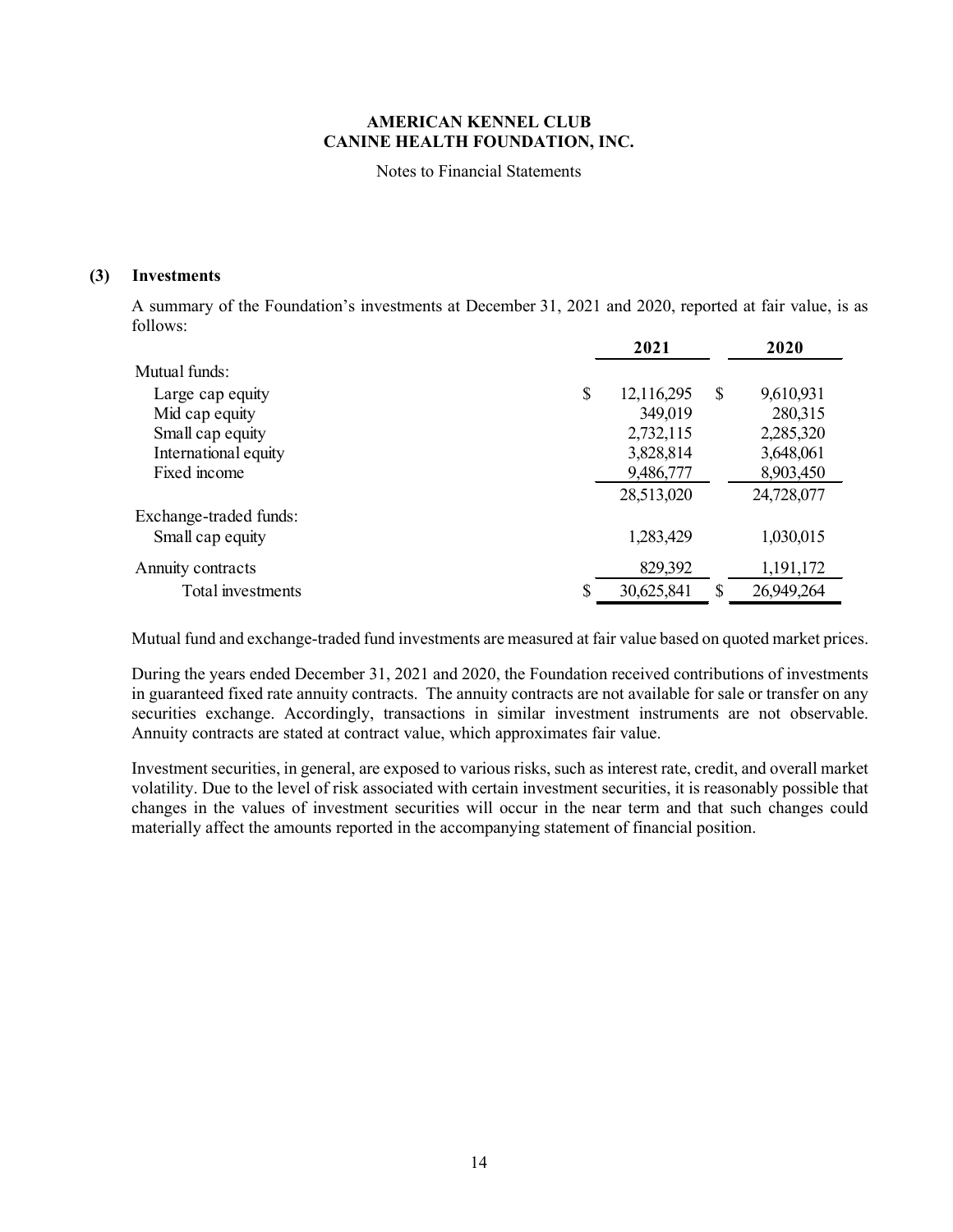**AMERICAN KENNEL CLUB**
**CANINE HEALTH FOUNDATION, INC.**

Notes to Financial Statements

## (3) Investments

A summary of the Foundation's investments at December 31, 2021 and 2020, reported at fair value, is as follows:

| | 2021 | 2020 |
|---|---|---|
| Mutual funds: | | |
| Large cap equity | $ 12,116,295 | $ 9,610,931 |
| Mid cap equity | 349,019 | 280,315 |
| Small cap equity | 2,732,115 | 2,285,320 |
| International equity | 3,828,814 | 3,648,061 |
| Fixed income | 9,486,777 | 8,903,450 |
| | 28,513,020 | 24,728,077 |
| Exchange-traded funds: | | |
| Small cap equity | 1,283,429 | 1,030,015 |
| Annuity contracts | 829,392 | 1,191,172 |
| Total investments | $ 30,625,841 | $ 26,949,264 |

Mutual fund and exchange-traded fund investments are measured at fair value based on quoted market prices.

During the years ended December 31, 2021 and 2020, the Foundation received contributions of investments in guaranteed fixed rate annuity contracts. The annuity contracts are not available for sale or transfer on any securities exchange. Accordingly, transactions in similar investment instruments are not observable. Annuity contracts are stated at contract value, which approximates fair value.

Investment securities, in general, are exposed to various risks, such as interest rate, credit, and overall market volatility. Due to the level of risk associated with certain investment securities, it is reasonably possible that changes in the values of investment securities will occur in the near term and that such changes could materially affect the amounts reported in the accompanying statement of financial position.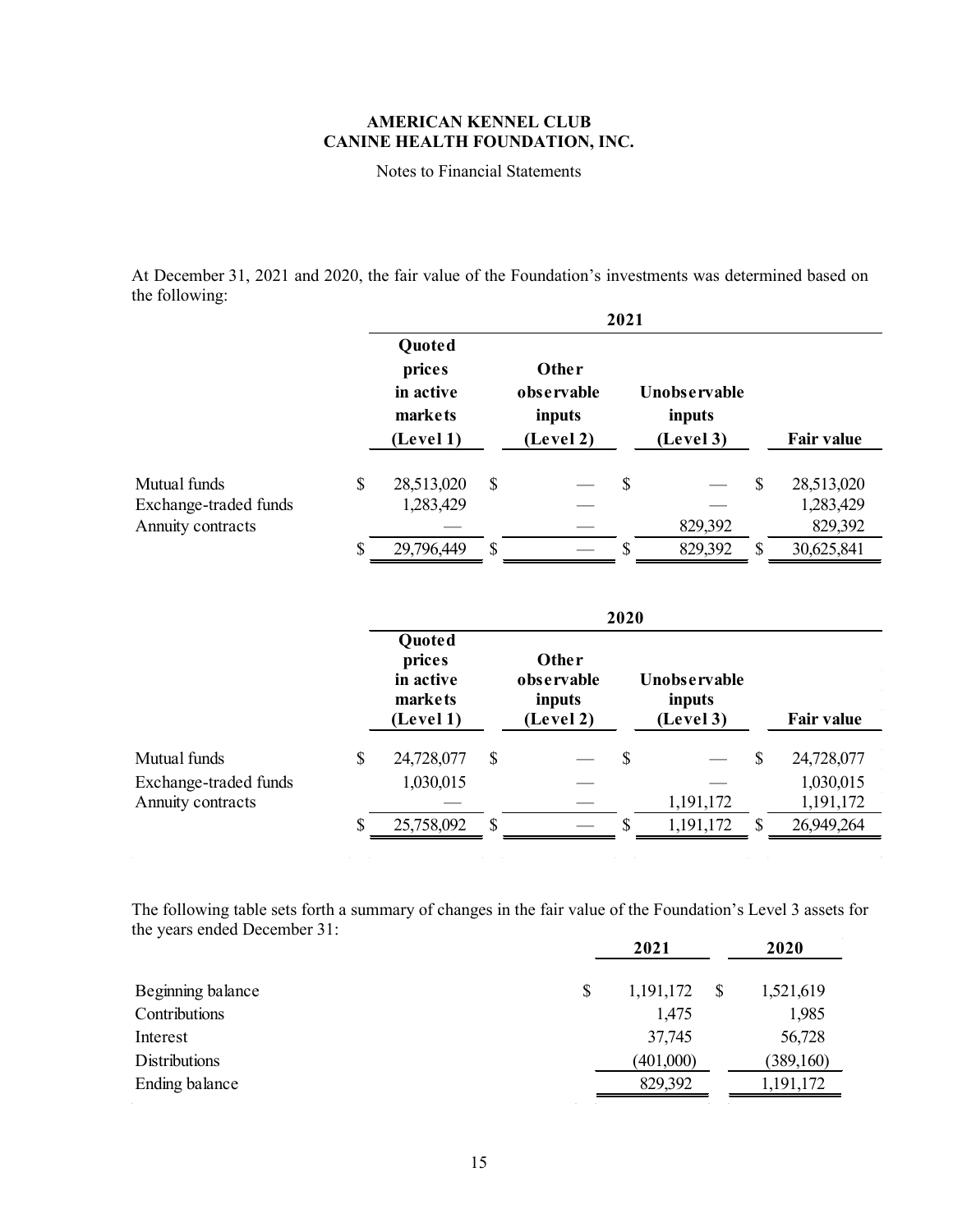**AMERICAN KENNEL CLUB**
**CANINE HEALTH FOUNDATION, INC.**

Notes to Financial Statements

At December 31, 2021 and 2020, the fair value of the Foundation's investments was determined based on the following:

| | 2021 | | | |
|---|---|---|---|---|
| | **Quoted prices in active markets (Level 1)** | **Other observable inputs (Level 2)** | **Unobservable inputs (Level 3)** | **Fair value** |
| Mutual funds | $ 28,513,020 | $ — | $ — | $ 28,513,020 |
| Exchange-traded funds | 1,283,429 | — | — | 1,283,429 |
| Annuity contracts | — | — | 829,392 | 829,392 |
| | $ 29,796,449 | $ — | $ 829,392 | $ 30,625,841 |

| | 2020 | | | |
|---|---|---|---|---|
| | **Quoted prices in active markets (Level 1)** | **Other observable inputs (Level 2)** | **Unobservable inputs (Level 3)** | **Fair value** |
| Mutual funds | $ 24,728,077 | $ — | $ — | $ 24,728,077 |
| Exchange-traded funds | 1,030,015 | — | — | 1,030,015 |
| Annuity contracts | — | — | 1,191,172 | 1,191,172 |
| | $ 25,758,092 | $ — | $ 1,191,172 | $ 26,949,264 |

The following table sets forth a summary of changes in the fair value of the Foundation's Level 3 assets for the years ended December 31:

| | **2021** | **2020** |
|---|---|---|
| Beginning balance | $ 1,191,172 | $ 1,521,619 |
| Contributions | 1,475 | 1,985 |
| Interest | 37,745 | 56,728 |
| Distributions | (401,000) | (389,160) |
| Ending balance | 829,392 | 1,191,172 |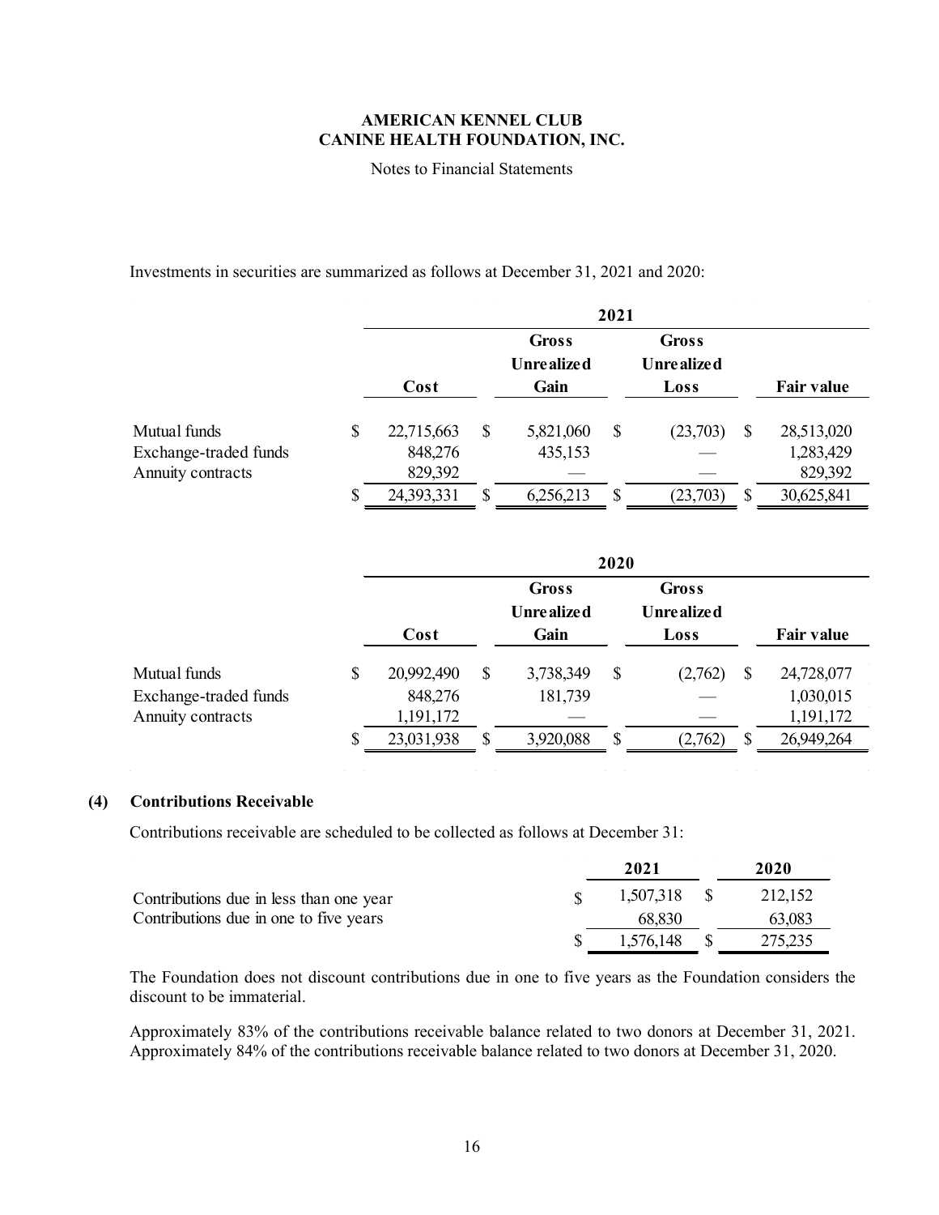Investments in securities are summarized as follows at December 31, 2021 and 2020:

| | 2021 | | | |
|---|---|---|---|---|
| | Cost | Gross Unrealized Gain | Gross Unrealized Loss | Fair value |
| Mutual funds | $ 22,715,663 | $ 5,821,060 | $ (23,703) | $ 28,513,020 |
| Exchange-traded funds | 848,276 | 435,153 | — | 1,283,429 |
| Annuity contracts | 829,392 | — | — | 829,392 |
| | $ 24,393,331 | $ 6,256,213 | $ (23,703) | $ 30,625,841 |

| | 2020 | | | |
|---|---|---|---|---|
| | Cost | Gross Unrealized Gain | Gross Unrealized Loss | Fair value |
| Mutual funds | $ 20,992,490 | $ 3,738,349 | $ (2,762) | $ 24,728,077 |
| Exchange-traded funds | 848,276 | 181,739 | — | 1,030,015 |
| Annuity contracts | 1,191,172 | — | — | 1,191,172 |
| | $ 23,031,938 | $ 3,920,088 | $ (2,762) | $ 26,949,264 |

## (4) Contributions Receivable

Contributions receivable are scheduled to be collected as follows at December 31:

| | 2021 | 2020 |
|---|---|---|
| Contributions due in less than one year | $ 1,507,318 | $ 212,152 |
| Contributions due in one to five years | 68,830 | 63,083 |
| | $ 1,576,148 | $ 275,235 |

The Foundation does not discount contributions due in one to five years as the Foundation considers the discount to be immaterial.

Approximately 83% of the contributions receivable balance related to two donors at December 31, 2021. Approximately 84% of the contributions receivable balance related to two donors at December 31, 2020.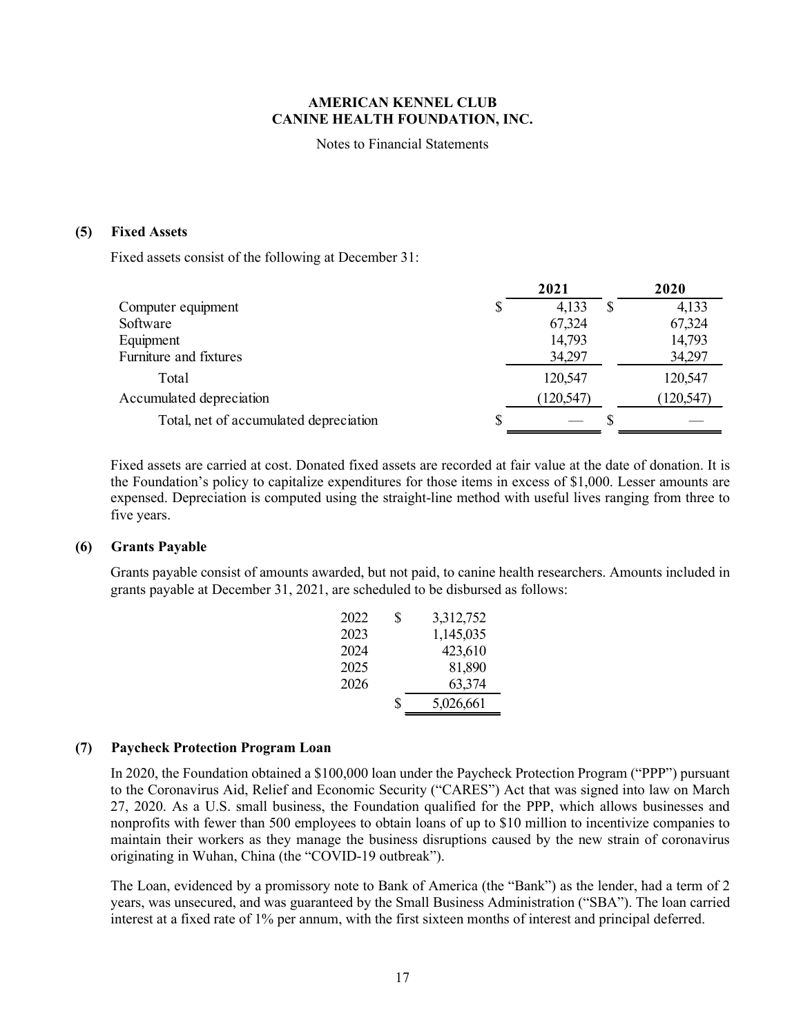**AMERICAN KENNEL CLUB**
**CANINE HEALTH FOUNDATION, INC.**

Notes to Financial Statements

## (5) Fixed Assets

Fixed assets consist of the following at December 31:

| | 2021 | 2020 |
|---|---|---|
| Computer equipment | $ 4,133 | $ 4,133 |
| Software | 67,324 | 67,324 |
| Equipment | 14,793 | 14,793 |
| Furniture and fixtures | 34,297 | 34,297 |
| Total | 120,547 | 120,547 |
| Accumulated depreciation | (120,547) | (120,547) |
| Total, net of accumulated depreciation | $ — | $ — |

Fixed assets are carried at cost. Donated fixed assets are recorded at fair value at the date of donation. It is the Foundation's policy to capitalize expenditures for those items in excess of $1,000. Lesser amounts are expensed. Depreciation is computed using the straight-line method with useful lives ranging from three to five years.

## (6) Grants Payable

Grants payable consist of amounts awarded, but not paid, to canine health researchers. Amounts included in grants payable at December 31, 2021, are scheduled to be disbursed as follows:

| | |
|---|---|
| 2022 | $ 3,312,752 |
| 2023 | 1,145,035 |
| 2024 | 423,610 |
| 2025 | 81,890 |
| 2026 | 63,374 |
| | $ 5,026,661 |

## (7) Paycheck Protection Program Loan

In 2020, the Foundation obtained a $100,000 loan under the Paycheck Protection Program ("PPP") pursuant to the Coronavirus Aid, Relief and Economic Security ("CARES") Act that was signed into law on March 27, 2020. As a U.S. small business, the Foundation qualified for the PPP, which allows businesses and nonprofits with fewer than 500 employees to obtain loans of up to $10 million to incentivize companies to maintain their workers as they manage the business disruptions caused by the new strain of coronavirus originating in Wuhan, China (the "COVID-19 outbreak").

The Loan, evidenced by a promissory note to Bank of America (the "Bank") as the lender, had a term of 2 years, was unsecured, and was guaranteed by the Small Business Administration ("SBA"). The loan carried interest at a fixed rate of 1% per annum, with the first sixteen months of interest and principal deferred.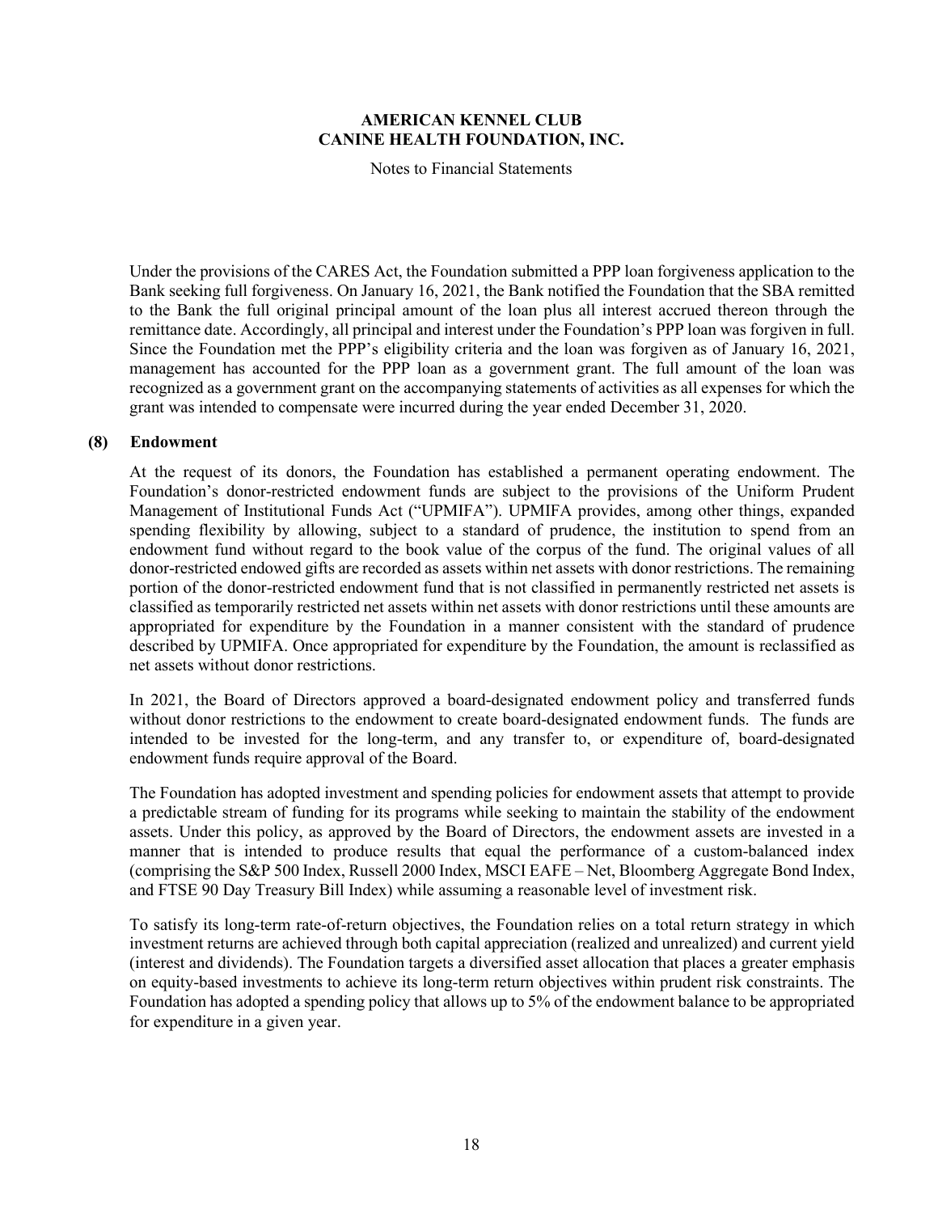Under the provisions of the CARES Act, the Foundation submitted a PPP loan forgiveness application to the Bank seeking full forgiveness. On January 16, 2021, the Bank notified the Foundation that the SBA remitted to the Bank the full original principal amount of the loan plus all interest accrued thereon through the remittance date. Accordingly, all principal and interest under the Foundation's PPP loan was forgiven in full. Since the Foundation met the PPP's eligibility criteria and the loan was forgiven as of January 16, 2021, management has accounted for the PPP loan as a government grant. The full amount of the loan was recognized as a government grant on the accompanying statements of activities as all expenses for which the grant was intended to compensate were incurred during the year ended December 31, 2020.

## (8) Endowment

At the request of its donors, the Foundation has established a permanent operating endowment. The Foundation's donor-restricted endowment funds are subject to the provisions of the Uniform Prudent Management of Institutional Funds Act ("UPMIFA"). UPMIFA provides, among other things, expanded spending flexibility by allowing, subject to a standard of prudence, the institution to spend from an endowment fund without regard to the book value of the corpus of the fund. The original values of all donor-restricted endowed gifts are recorded as assets within net assets with donor restrictions. The remaining portion of the donor-restricted endowment fund that is not classified in permanently restricted net assets is classified as temporarily restricted net assets within net assets with donor restrictions until these amounts are appropriated for expenditure by the Foundation in a manner consistent with the standard of prudence described by UPMIFA. Once appropriated for expenditure by the Foundation, the amount is reclassified as net assets without donor restrictions.

In 2021, the Board of Directors approved a board-designated endowment policy and transferred funds without donor restrictions to the endowment to create board-designated endowment funds. The funds are intended to be invested for the long-term, and any transfer to, or expenditure of, board-designated endowment funds require approval of the Board.

The Foundation has adopted investment and spending policies for endowment assets that attempt to provide a predictable stream of funding for its programs while seeking to maintain the stability of the endowment assets. Under this policy, as approved by the Board of Directors, the endowment assets are invested in a manner that is intended to produce results that equal the performance of a custom-balanced index (comprising the S&P 500 Index, Russell 2000 Index, MSCI EAFE – Net, Bloomberg Aggregate Bond Index, and FTSE 90 Day Treasury Bill Index) while assuming a reasonable level of investment risk.

To satisfy its long-term rate-of-return objectives, the Foundation relies on a total return strategy in which investment returns are achieved through both capital appreciation (realized and unrealized) and current yield (interest and dividends). The Foundation targets a diversified asset allocation that places a greater emphasis on equity-based investments to achieve its long-term return objectives within prudent risk constraints. The Foundation has adopted a spending policy that allows up to 5% of the endowment balance to be appropriated for expenditure in a given year.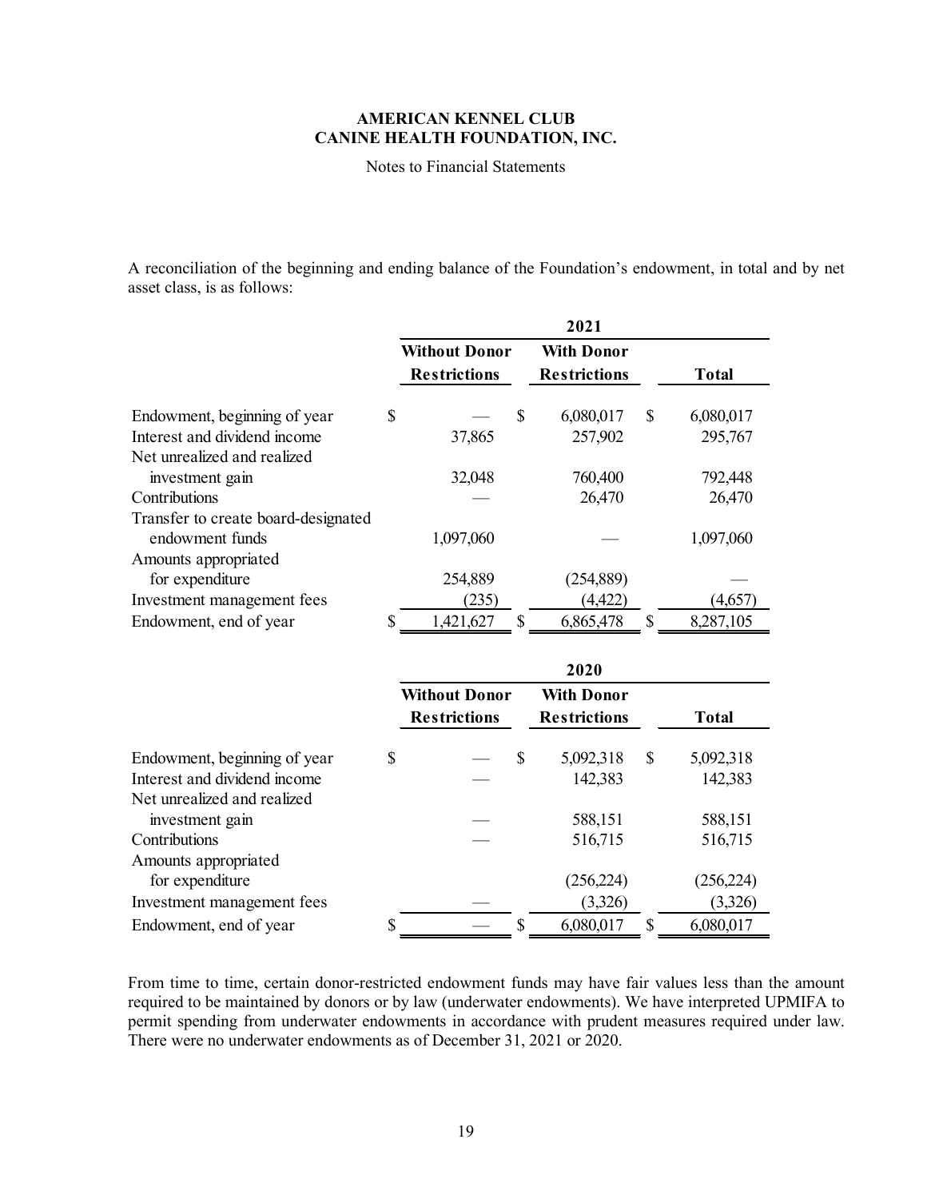**AMERICAN KENNEL CLUB**
**CANINE HEALTH FOUNDATION, INC.**

Notes to Financial Statements

A reconciliation of the beginning and ending balance of the Foundation's endowment, in total and by net asset class, is as follows:

| | 2021 | | |
|---|---|---|---|
| | Without Donor Restrictions | With Donor Restrictions | Total |
| Endowment, beginning of year | $ — | $ 6,080,017 | $ 6,080,017 |
| Interest and dividend income | 37,865 | 257,902 | 295,767 |
| Net unrealized and realized investment gain | 32,048 | 760,400 | 792,448 |
| Contributions | — | 26,470 | 26,470 |
| Transfer to create board-designated endowment funds | 1,097,060 | — | 1,097,060 |
| Amounts appropriated for expenditure | 254,889 | (254,889) | — |
| Investment management fees | (235) | (4,422) | (4,657) |
| Endowment, end of year | $ 1,421,627 | $ 6,865,478 | $ 8,287,105 |

| | 2020 | | |
|---|---|---|---|
| | Without Donor Restrictions | With Donor Restrictions | Total |
| Endowment, beginning of year | $ — | $ 5,092,318 | $ 5,092,318 |
| Interest and dividend income | — | 142,383 | 142,383 |
| Net unrealized and realized investment gain | — | 588,151 | 588,151 |
| Contributions | — | 516,715 | 516,715 |
| Amounts appropriated for expenditure | | (256,224) | (256,224) |
| Investment management fees | — | (3,326) | (3,326) |
| Endowment, end of year | $ — | $ 6,080,017 | $ 6,080,017 |

From time to time, certain donor-restricted endowment funds may have fair values less than the amount required to be maintained by donors or by law (underwater endowments). We have interpreted UPMIFA to permit spending from underwater endowments in accordance with prudent measures required under law. There were no underwater endowments as of December 31, 2021 or 2020.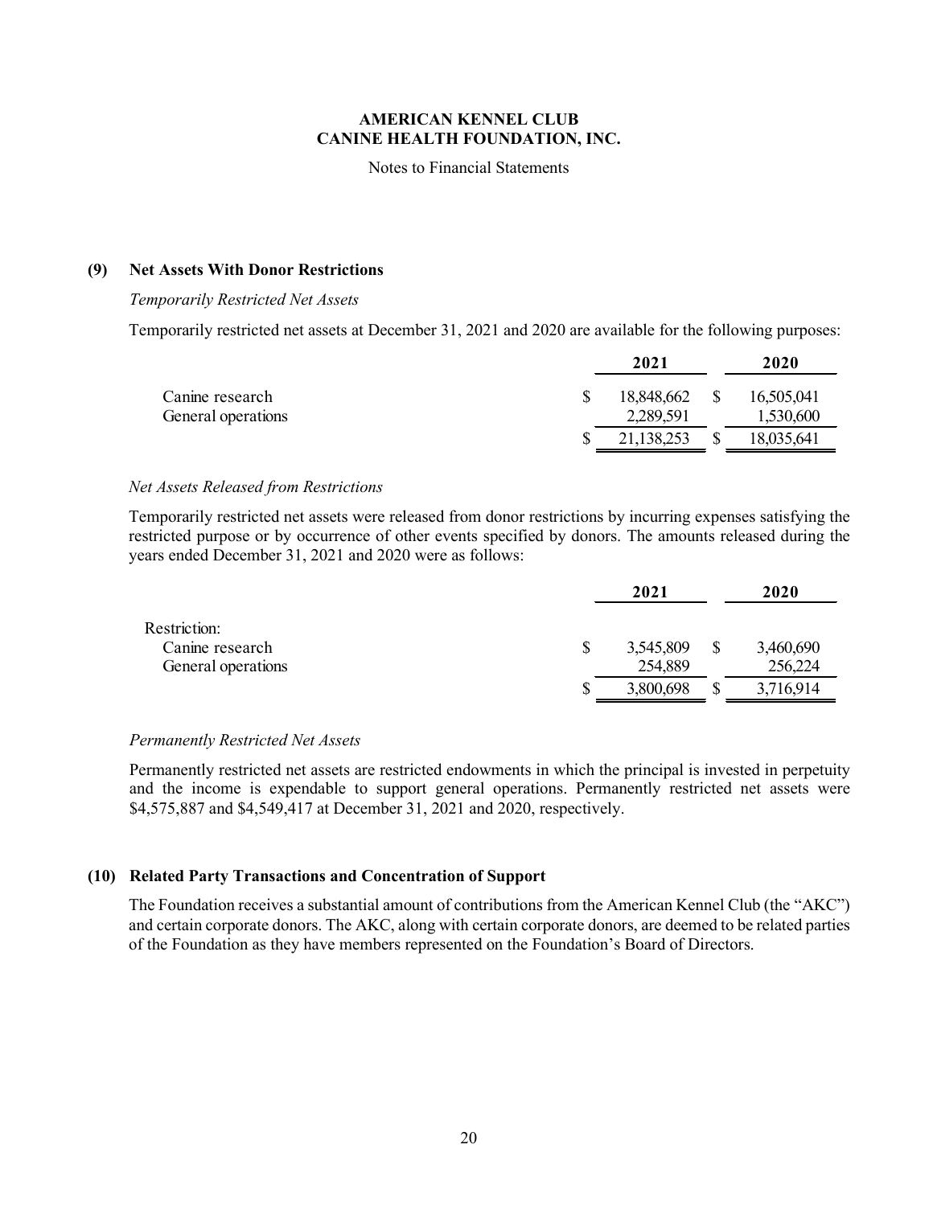**AMERICAN KENNEL CLUB**
**CANINE HEALTH FOUNDATION, INC.**

Notes to Financial Statements

## (9) Net Assets With Donor Restrictions

*Temporarily Restricted Net Assets*

Temporarily restricted net assets at December 31, 2021 and 2020 are available for the following purposes:

| | 2021 | 2020 |
|---|---|---|
| Canine research | $ 18,848,662 | $ 16,505,041 |
| General operations | 2,289,591 | 1,530,600 |
| | $ 21,138,253 | $ 18,035,641 |

*Net Assets Released from Restrictions*

Temporarily restricted net assets were released from donor restrictions by incurring expenses satisfying the restricted purpose or by occurrence of other events specified by donors. The amounts released during the years ended December 31, 2021 and 2020 were as follows:

| | 2021 | 2020 |
|---|---|---|
| Restriction: | | |
| Canine research | $ 3,545,809 | $ 3,460,690 |
| General operations | 254,889 | 256,224 |
| | $ 3,800,698 | $ 3,716,914 |

*Permanently Restricted Net Assets*

Permanently restricted net assets are restricted endowments in which the principal is invested in perpetuity and the income is expendable to support general operations. Permanently restricted net assets were $4,575,887 and $4,549,417 at December 31, 2021 and 2020, respectively.

## (10) Related Party Transactions and Concentration of Support

The Foundation receives a substantial amount of contributions from the American Kennel Club (the "AKC") and certain corporate donors. The AKC, along with certain corporate donors, are deemed to be related parties of the Foundation as they have members represented on the Foundation's Board of Directors.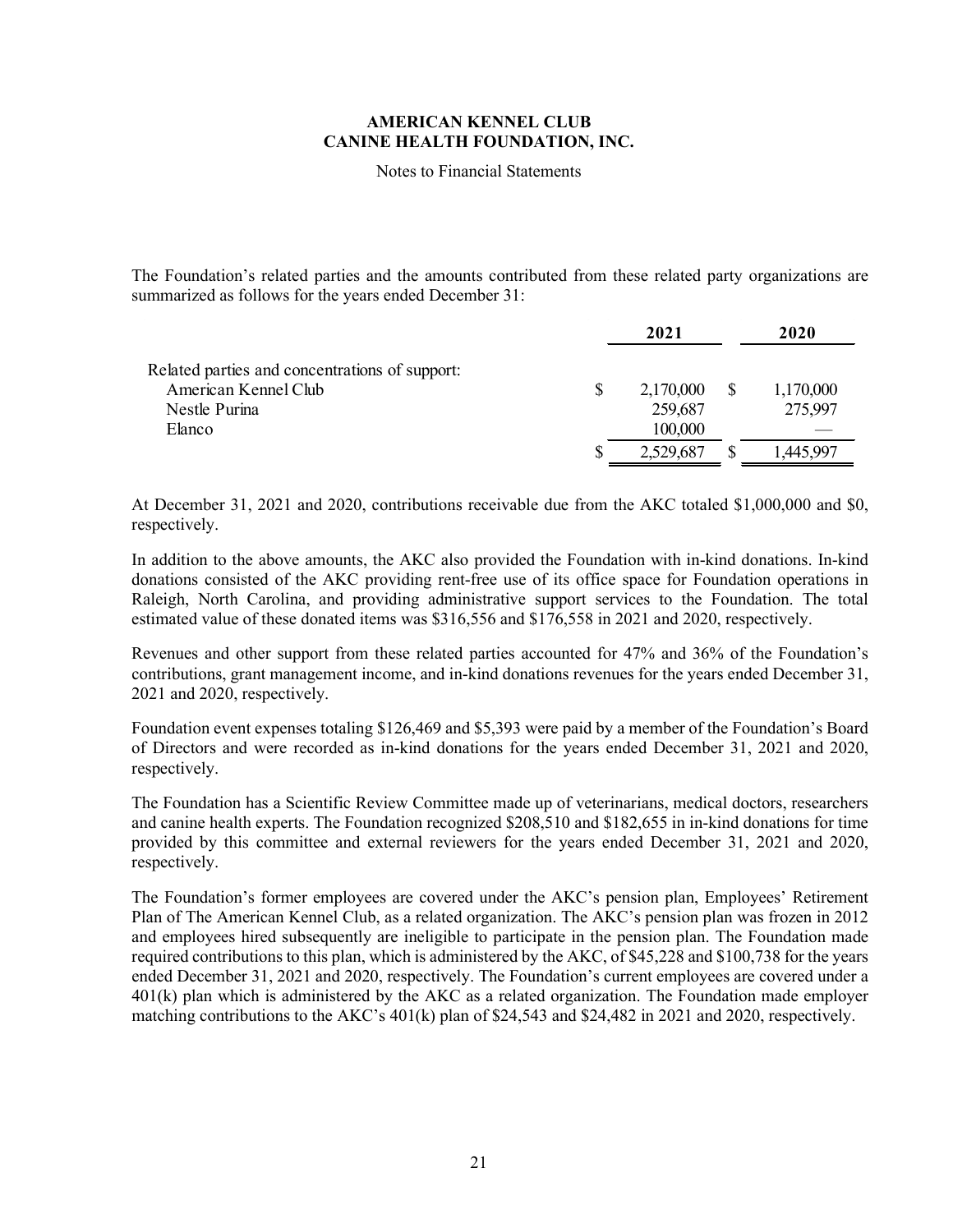# AMERICAN KENNEL CLUB
# CANINE HEALTH FOUNDATION, INC.

Notes to Financial Statements

The Foundation's related parties and the amounts contributed from these related party organizations are summarized as follows for the years ended December 31:

| | 2021 | 2020 |
|---|---|---|
| Related parties and concentrations of support: | | |
| American Kennel Club | $ 2,170,000 | $ 1,170,000 |
| Nestle Purina | 259,687 | 275,997 |
| Elanco | 100,000 | — |
| | $ 2,529,687 | $ 1,445,997 |

At December 31, 2021 and 2020, contributions receivable due from the AKC totaled $1,000,000 and $0, respectively.

In addition to the above amounts, the AKC also provided the Foundation with in-kind donations. In-kind donations consisted of the AKC providing rent-free use of its office space for Foundation operations in Raleigh, North Carolina, and providing administrative support services to the Foundation. The total estimated value of these donated items was $316,556 and $176,558 in 2021 and 2020, respectively.

Revenues and other support from these related parties accounted for 47% and 36% of the Foundation's contributions, grant management income, and in-kind donations revenues for the years ended December 31, 2021 and 2020, respectively.

Foundation event expenses totaling $126,469 and $5,393 were paid by a member of the Foundation's Board of Directors and were recorded as in-kind donations for the years ended December 31, 2021 and 2020, respectively.

The Foundation has a Scientific Review Committee made up of veterinarians, medical doctors, researchers and canine health experts. The Foundation recognized $208,510 and $182,655 in in-kind donations for time provided by this committee and external reviewers for the years ended December 31, 2021 and 2020, respectively.

The Foundation's former employees are covered under the AKC's pension plan, Employees' Retirement Plan of The American Kennel Club, as a related organization. The AKC's pension plan was frozen in 2012 and employees hired subsequently are ineligible to participate in the pension plan. The Foundation made required contributions to this plan, which is administered by the AKC, of $45,228 and $100,738 for the years ended December 31, 2021 and 2020, respectively. The Foundation's current employees are covered under a 401(k) plan which is administered by the AKC as a related organization. The Foundation made employer matching contributions to the AKC's 401(k) plan of $24,543 and $24,482 in 2021 and 2020, respectively.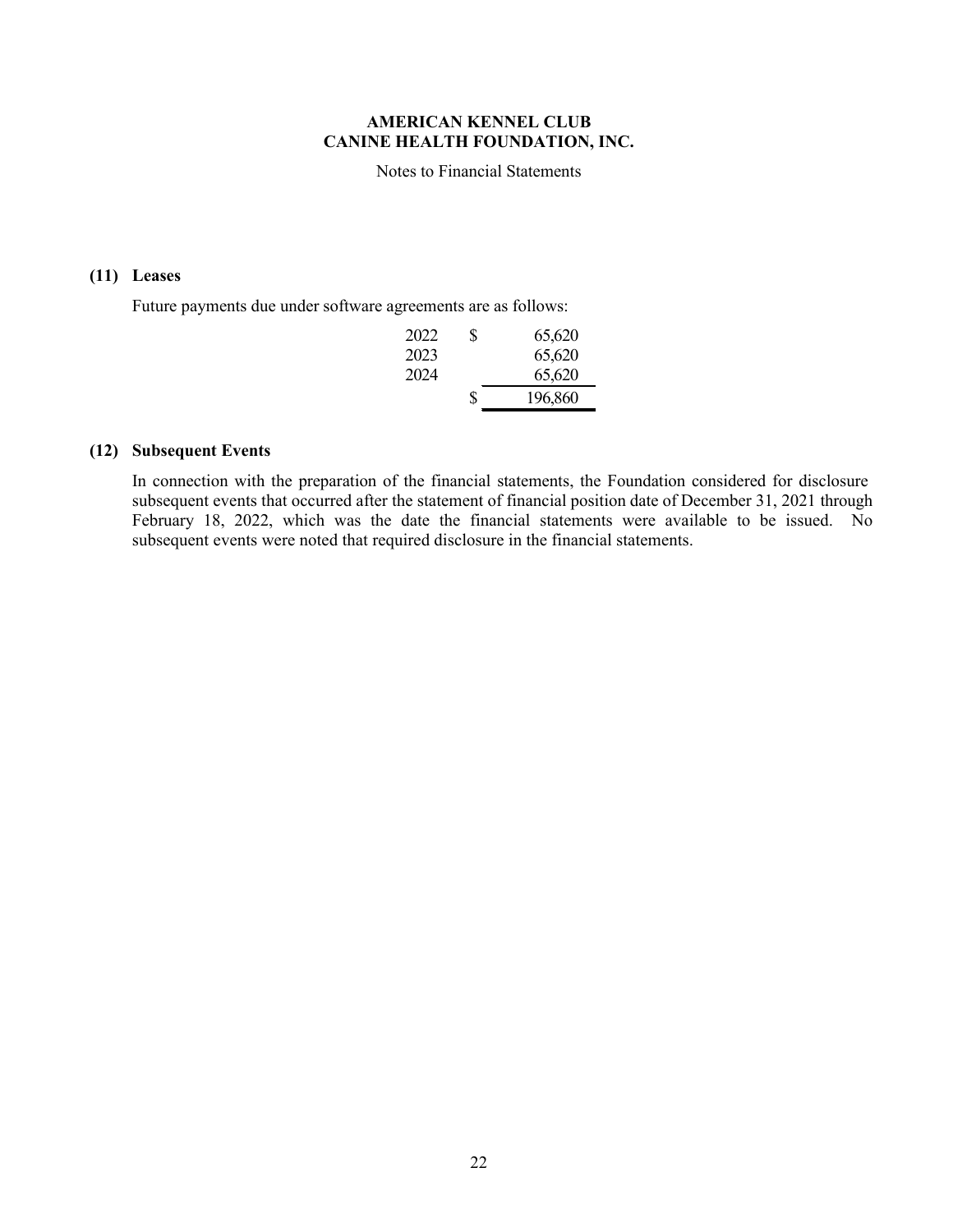**AMERICAN KENNEL CLUB**
**CANINE HEALTH FOUNDATION, INC.**

Notes to Financial Statements

## (11) Leases

Future payments due under software agreements are as follows:

| | | |
|---|---|---|
| 2022 | $ | 65,620 |
| 2023 | | 65,620 |
| 2024 | | 65,620 |
| | $ | 196,860 |

## (12) Subsequent Events

In connection with the preparation of the financial statements, the Foundation considered for disclosure subsequent events that occurred after the statement of financial position date of December 31, 2021 through February 18, 2022, which was the date the financial statements were available to be issued. No subsequent events were noted that required disclosure in the financial statements.